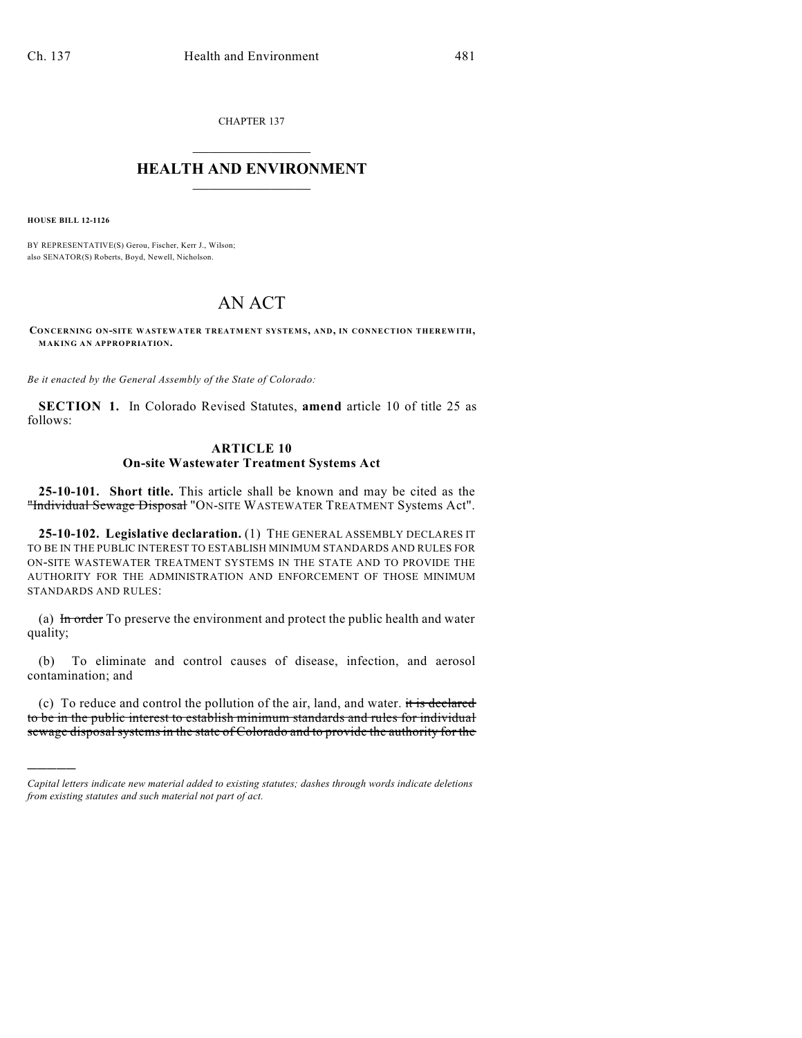CHAPTER 137

# HEALTH AND ENVIRONMENT

**HOUSE BILL 12-1126**

BY REPRESENTATIVE(S) Gerou, Fischer, Kerr J., Wilson;
also SENATOR(S) Roberts, Boyd, Newell, Nicholson.

# AN ACT

**CONCERNING ON-SITE WASTEWATER TREATMENT SYSTEMS, AND, IN CONNECTION THEREWITH, MAKING AN APPROPRIATION.**

*Be it enacted by the General Assembly of the State of Colorado:*

**SECTION 1.** In Colorado Revised Statutes, **amend** article 10 of title 25 as follows:

## ARTICLE 10
## On-site Wastewater Treatment Systems Act

**25-10-101. Short title.** This article shall be known and may be cited as the ~~"Individual Sewage Disposal~~ "ON-SITE WASTEWATER TREATMENT Systems Act".

**25-10-102. Legislative declaration.** (1) THE GENERAL ASSEMBLY DECLARES IT TO BE IN THE PUBLIC INTEREST TO ESTABLISH MINIMUM STANDARDS AND RULES FOR ON-SITE WASTEWATER TREATMENT SYSTEMS IN THE STATE AND TO PROVIDE THE AUTHORITY FOR THE ADMINISTRATION AND ENFORCEMENT OF THOSE MINIMUM STANDARDS AND RULES:

(a) ~~In order~~ To preserve the environment and protect the public health and water quality;

(b) To eliminate and control causes of disease, infection, and aerosol contamination; and

(c) To reduce and control the pollution of the air, land, and water. ~~it is declared to be in the public interest to establish minimum standards and rules for individual sewage disposal systems in the state of Colorado and to provide the authority for the~~

---

*Capital letters indicate new material added to existing statutes; dashes through words indicate deletions from existing statutes and such material not part of act.*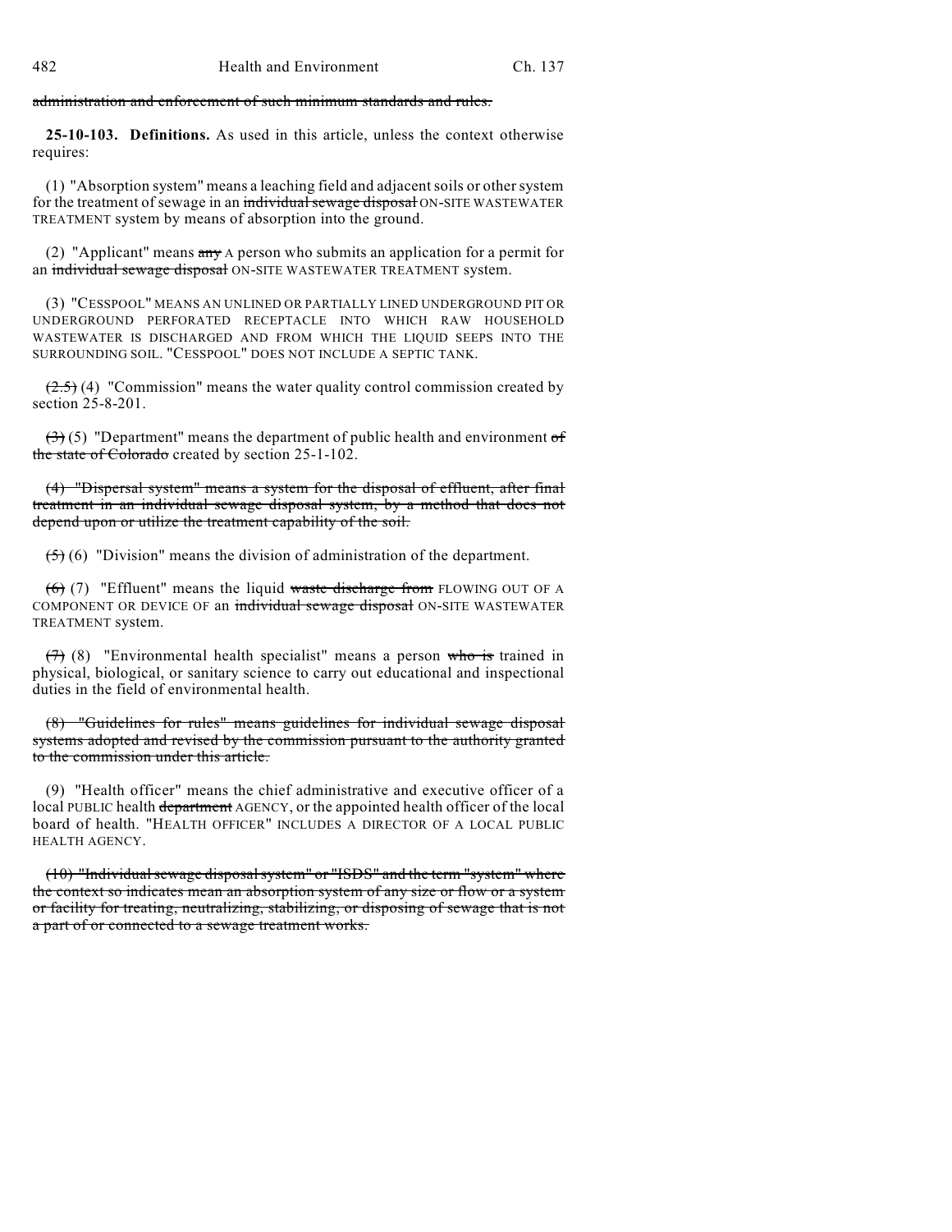~~administration and enforcement of such minimum standards and rules.~~

**25-10-103. Definitions.** As used in this article, unless the context otherwise requires:

(1) "Absorption system" means a leaching field and adjacent soils or other system for the treatment of sewage in an ~~individual sewage disposal~~ ON-SITE WASTEWATER TREATMENT system by means of absorption into the ground.

(2) "Applicant" means ~~any~~ A person who submits an application for a permit for an ~~individual sewage disposal~~ ON-SITE WASTEWATER TREATMENT system.

(3) "CESSPOOL" MEANS AN UNLINED OR PARTIALLY LINED UNDERGROUND PIT OR UNDERGROUND PERFORATED RECEPTACLE INTO WHICH RAW HOUSEHOLD WASTEWATER IS DISCHARGED AND FROM WHICH THE LIQUID SEEPS INTO THE SURROUNDING SOIL. "CESSPOOL" DOES NOT INCLUDE A SEPTIC TANK.

~~(2.5)~~ (4) "Commission" means the water quality control commission created by section 25-8-201.

~~(3)~~ (5) "Department" means the department of public health and environment ~~of the state of Colorado~~ created by section 25-1-102.

~~(4) "Dispersal system" means a system for the disposal of effluent, after final treatment in an individual sewage disposal system, by a method that does not depend upon or utilize the treatment capability of the soil.~~

~~(5)~~ (6) "Division" means the division of administration of the department.

~~(6)~~ (7) "Effluent" means the liquid ~~waste discharge from~~ FLOWING OUT OF A COMPONENT OR DEVICE OF an ~~individual sewage disposal~~ ON-SITE WASTEWATER TREATMENT system.

~~(7)~~ (8) "Environmental health specialist" means a person ~~who is~~ trained in physical, biological, or sanitary science to carry out educational and inspectional duties in the field of environmental health.

~~(8) "Guidelines for rules" means guidelines for individual sewage disposal systems adopted and revised by the commission pursuant to the authority granted to the commission under this article.~~

(9) "Health officer" means the chief administrative and executive officer of a local PUBLIC health ~~department~~ AGENCY, or the appointed health officer of the local board of health. "HEALTH OFFICER" INCLUDES A DIRECTOR OF A LOCAL PUBLIC HEALTH AGENCY.

~~(10) "Individual sewage disposal system" or "ISDS" and the term "system" where the context so indicates mean an absorption system of any size or flow or a system or facility for treating, neutralizing, stabilizing, or disposing of sewage that is not a part of or connected to a sewage treatment works.~~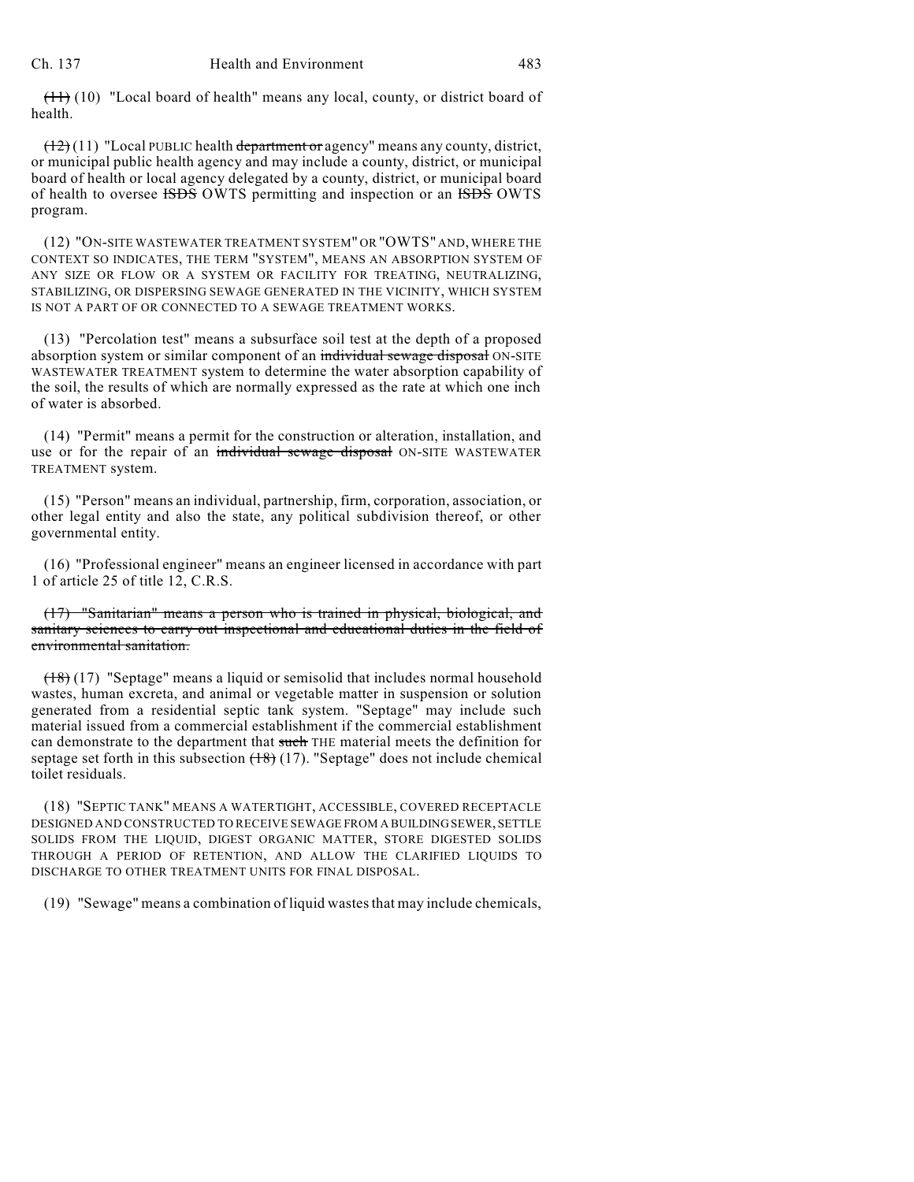~~(11)~~ (10) "Local board of health" means any local, county, or district board of health.

~~(12)~~ (11) "Local PUBLIC health ~~department or~~ agency" means any county, district, or municipal public health agency and may include a county, district, or municipal board of health or local agency delegated by a county, district, or municipal board of health to oversee ~~ISDS~~ OWTS permitting and inspection or an ~~ISDS~~ OWTS program.

(12) "ON-SITE WASTEWATER TREATMENT SYSTEM" OR "OWTS" AND, WHERE THE CONTEXT SO INDICATES, THE TERM "SYSTEM", MEANS AN ABSORPTION SYSTEM OF ANY SIZE OR FLOW OR A SYSTEM OR FACILITY FOR TREATING, NEUTRALIZING, STABILIZING, OR DISPERSING SEWAGE GENERATED IN THE VICINITY, WHICH SYSTEM IS NOT A PART OF OR CONNECTED TO A SEWAGE TREATMENT WORKS.

(13) "Percolation test" means a subsurface soil test at the depth of a proposed absorption system or similar component of an ~~individual sewage disposal~~ ON-SITE WASTEWATER TREATMENT system to determine the water absorption capability of the soil, the results of which are normally expressed as the rate at which one inch of water is absorbed.

(14) "Permit" means a permit for the construction or alteration, installation, and use or for the repair of an ~~individual sewage disposal~~ ON-SITE WASTEWATER TREATMENT system.

(15) "Person" means an individual, partnership, firm, corporation, association, or other legal entity and also the state, any political subdivision thereof, or other governmental entity.

(16) "Professional engineer" means an engineer licensed in accordance with part 1 of article 25 of title 12, C.R.S.

~~(17) "Sanitarian" means a person who is trained in physical, biological, and sanitary sciences to carry out inspectional and educational duties in the field of environmental sanitation.~~

~~(18)~~ (17) "Septage" means a liquid or semisolid that includes normal household wastes, human excreta, and animal or vegetable matter in suspension or solution generated from a residential septic tank system. "Septage" may include such material issued from a commercial establishment if the commercial establishment can demonstrate to the department that ~~such~~ THE material meets the definition for septage set forth in this subsection ~~(18)~~ (17). "Septage" does not include chemical toilet residuals.

(18) "SEPTIC TANK" MEANS A WATERTIGHT, ACCESSIBLE, COVERED RECEPTACLE DESIGNED AND CONSTRUCTED TO RECEIVE SEWAGE FROM A BUILDING SEWER, SETTLE SOLIDS FROM THE LIQUID, DIGEST ORGANIC MATTER, STORE DIGESTED SOLIDS THROUGH A PERIOD OF RETENTION, AND ALLOW THE CLARIFIED LIQUIDS TO DISCHARGE TO OTHER TREATMENT UNITS FOR FINAL DISPOSAL.

(19) "Sewage" means a combination of liquid wastes that may include chemicals,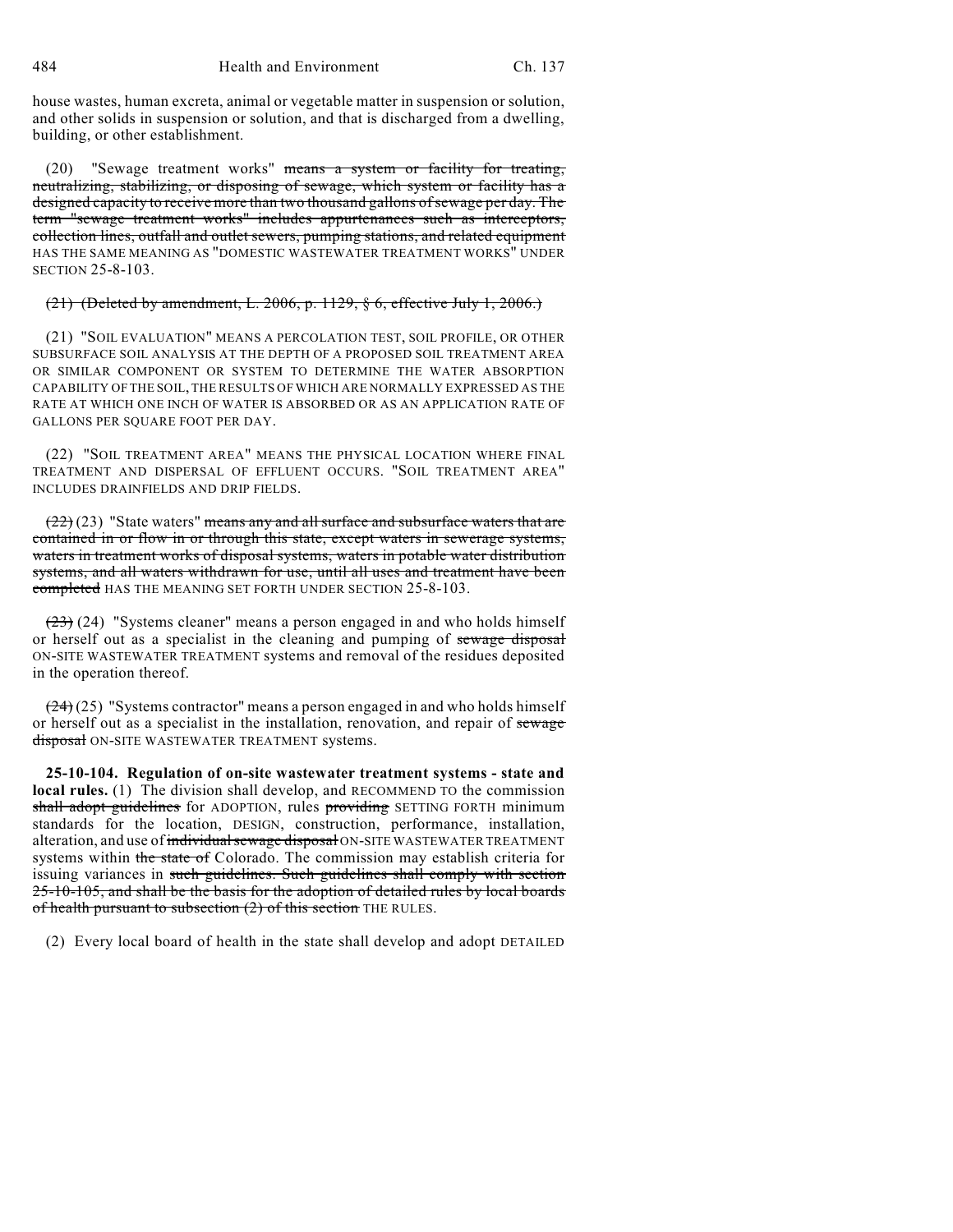house wastes, human excreta, animal or vegetable matter in suspension or solution, and other solids in suspension or solution, and that is discharged from a dwelling, building, or other establishment.

(20) "Sewage treatment works" ~~means a system or facility for treating, neutralizing, stabilizing, or disposing of sewage, which system or facility has a designed capacity to receive more than two thousand gallons of sewage per day. The term "sewage treatment works" includes appurtenances such as interceptors, collection lines, outfall and outlet sewers, pumping stations, and related equipment~~ HAS THE SAME MEANING AS "DOMESTIC WASTEWATER TREATMENT WORKS" UNDER SECTION 25-8-103.

~~(21) (Deleted by amendment, L. 2006, p. 1129, § 6, effective July 1, 2006.)~~

(21) "SOIL EVALUATION" MEANS A PERCOLATION TEST, SOIL PROFILE, OR OTHER SUBSURFACE SOIL ANALYSIS AT THE DEPTH OF A PROPOSED SOIL TREATMENT AREA OR SIMILAR COMPONENT OR SYSTEM TO DETERMINE THE WATER ABSORPTION CAPABILITY OF THE SOIL, THE RESULTS OF WHICH ARE NORMALLY EXPRESSED AS THE RATE AT WHICH ONE INCH OF WATER IS ABSORBED OR AS AN APPLICATION RATE OF GALLONS PER SQUARE FOOT PER DAY.

(22) "SOIL TREATMENT AREA" MEANS THE PHYSICAL LOCATION WHERE FINAL TREATMENT AND DISPERSAL OF EFFLUENT OCCURS. "SOIL TREATMENT AREA" INCLUDES DRAINFIELDS AND DRIP FIELDS.

~~(22)~~ (23) "State waters" ~~means any and all surface and subsurface waters that are contained in or flow in or through this state, except waters in sewerage systems, waters in treatment works of disposal systems, waters in potable water distribution systems, and all waters withdrawn for use, until all uses and treatment have been completed~~ HAS THE MEANING SET FORTH UNDER SECTION 25-8-103.

~~(23)~~ (24) "Systems cleaner" means a person engaged in and who holds himself or herself out as a specialist in the cleaning and pumping of ~~sewage disposal~~ ON-SITE WASTEWATER TREATMENT systems and removal of the residues deposited in the operation thereof.

~~(24)~~ (25) "Systems contractor" means a person engaged in and who holds himself or herself out as a specialist in the installation, renovation, and repair of ~~sewage disposal~~ ON-SITE WASTEWATER TREATMENT systems.

**25-10-104. Regulation of on-site wastewater treatment systems - state and local rules.** (1) The division shall develop, and RECOMMEND TO the commission ~~shall adopt guidelines~~ for ADOPTION, rules ~~providing~~ SETTING FORTH minimum standards for the location, DESIGN, construction, performance, installation, alteration, and use of ~~individual sewage disposal~~ ON-SITE WASTEWATER TREATMENT systems within ~~the state of~~ Colorado. The commission may establish criteria for issuing variances in ~~such guidelines. Such guidelines shall comply with section 25-10-105, and shall be the basis for the adoption of detailed rules by local boards of health pursuant to subsection (2) of this section~~ THE RULES.

(2) Every local board of health in the state shall develop and adopt DETAILED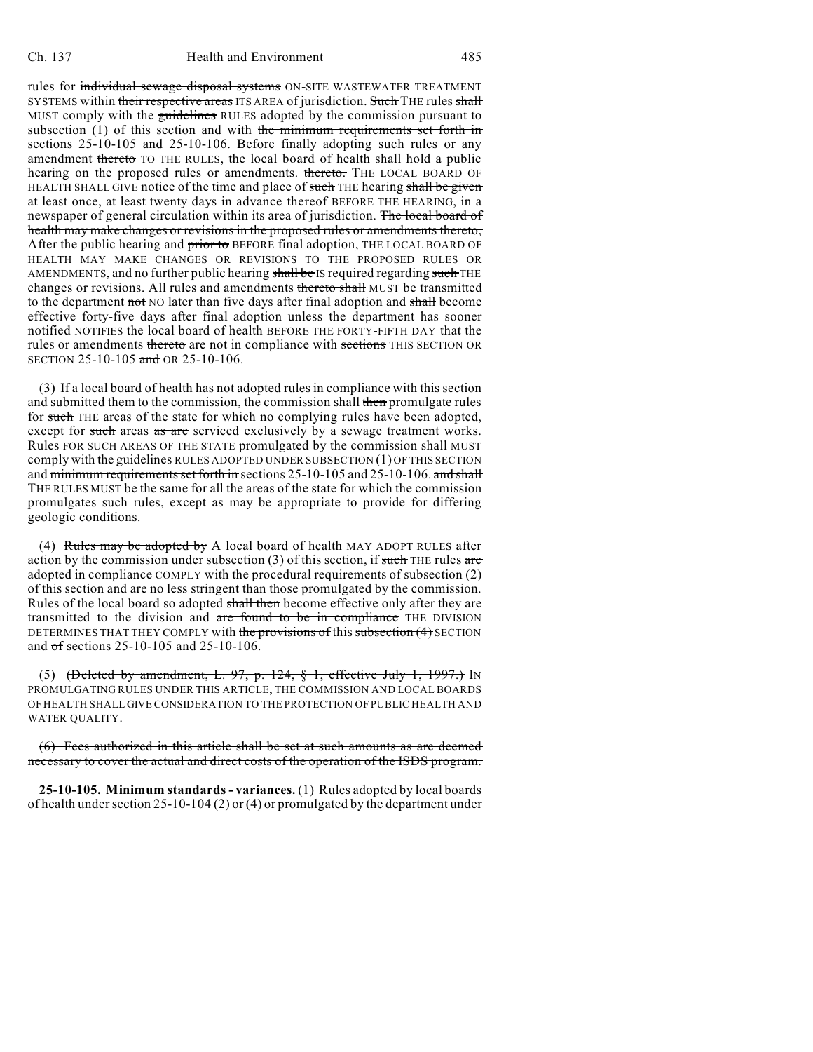rules for ~~individual sewage disposal systems~~ ON-SITE WASTEWATER TREATMENT SYSTEMS within ~~their respective areas~~ ITS AREA of jurisdiction. ~~Such~~ THE rules ~~shall~~ MUST comply with the ~~guidelines~~ RULES adopted by the commission pursuant to subsection (1) of this section and with ~~the minimum requirements set forth in~~ sections 25-10-105 and 25-10-106. Before finally adopting such rules or any amendment ~~thereto~~ TO THE RULES, the local board of health shall hold a public hearing on the proposed rules or amendments. ~~thereto.~~ THE LOCAL BOARD OF HEALTH SHALL GIVE notice of the time and place of ~~such~~ THE hearing ~~shall be given~~ at least once, at least twenty days ~~in advance thereof~~ BEFORE THE HEARING, in a newspaper of general circulation within its area of jurisdiction. ~~The local board of health may make changes or revisions in the proposed rules or amendments thereto,~~ After the public hearing and ~~prior to~~ BEFORE final adoption, THE LOCAL BOARD OF HEALTH MAY MAKE CHANGES OR REVISIONS TO THE PROPOSED RULES OR AMENDMENTS, and no further public hearing ~~shall be~~ IS required regarding ~~such~~ THE changes or revisions. All rules and amendments ~~thereto shall~~ MUST be transmitted to the department ~~not~~ NO later than five days after final adoption and ~~shall~~ become effective forty-five days after final adoption unless the department ~~has sooner notified~~ NOTIFIES the local board of health BEFORE THE FORTY-FIFTH DAY that the rules or amendments ~~thereto~~ are not in compliance with ~~sections~~ THIS SECTION OR SECTION 25-10-105 ~~and~~ OR 25-10-106.

(3) If a local board of health has not adopted rules in compliance with this section and submitted them to the commission, the commission shall ~~then~~ promulgate rules for ~~such~~ THE areas of the state for which no complying rules have been adopted, except for ~~such~~ areas ~~as are~~ serviced exclusively by a sewage treatment works. Rules FOR SUCH AREAS OF THE STATE promulgated by the commission ~~shall~~ MUST comply with the ~~guidelines~~ RULES ADOPTED UNDER SUBSECTION (1) OF THIS SECTION and ~~minimum requirements set forth in~~ sections 25-10-105 and 25-10-106. ~~and shall~~ THE RULES MUST be the same for all the areas of the state for which the commission promulgates such rules, except as may be appropriate to provide for differing geologic conditions.

(4) ~~Rules may be adopted by~~ A local board of health MAY ADOPT RULES after action by the commission under subsection (3) of this section, if ~~such~~ THE rules ~~are adopted in compliance~~ COMPLY with the procedural requirements of subsection (2) of this section and are no less stringent than those promulgated by the commission. Rules of the local board so adopted ~~shall then~~ become effective only after they are transmitted to the division and ~~are found to be in compliance~~ THE DIVISION DETERMINES THAT THEY COMPLY with ~~the provisions of~~ this ~~subsection (4)~~ SECTION and ~~of~~ sections 25-10-105 and 25-10-106.

(5) ~~(Deleted by amendment, L. 97, p. 124, § 1, effective July 1, 1997.)~~ IN PROMULGATING RULES UNDER THIS ARTICLE, THE COMMISSION AND LOCAL BOARDS OF HEALTH SHALL GIVE CONSIDERATION TO THE PROTECTION OF PUBLIC HEALTH AND WATER QUALITY.

~~(6) Fees authorized in this article shall be set at such amounts as are deemed necessary to cover the actual and direct costs of the operation of the ISDS program.~~

**25-10-105. Minimum standards - variances.** (1) Rules adopted by local boards of health under section 25-10-104 (2) or (4) or promulgated by the department under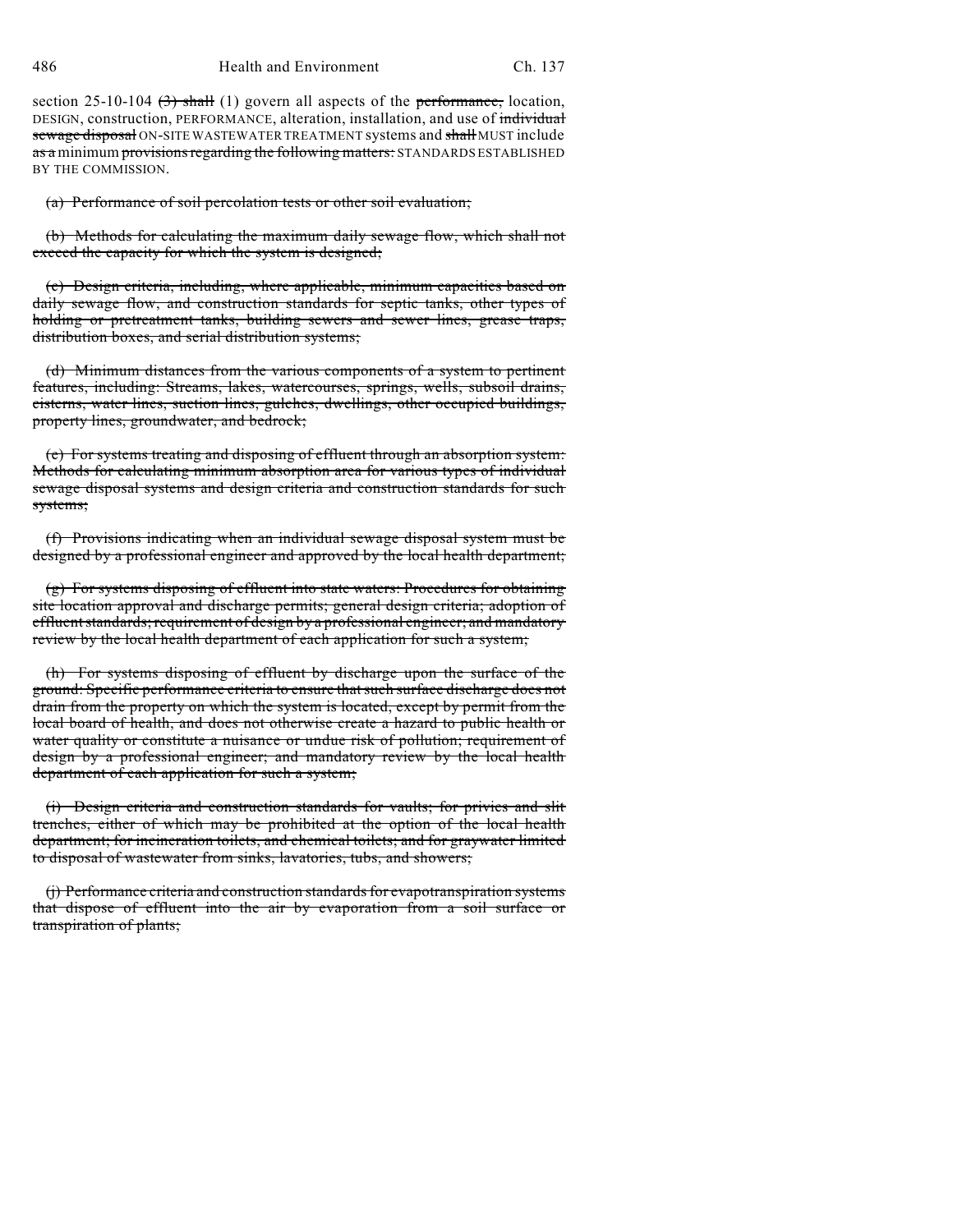section 25-10-104 ~~(3) shall~~ (1) govern all aspects of the ~~performance,~~ location, DESIGN, construction, PERFORMANCE, alteration, installation, and use of ~~individual sewage disposal~~ ON-SITE WASTEWATER TREATMENT systems and ~~shall~~ MUST include ~~as a~~ minimum ~~provisions regarding the following matters:~~ STANDARDS ESTABLISHED BY THE COMMISSION.

~~(a) Performance of soil percolation tests or other soil evaluation;~~

~~(b) Methods for calculating the maximum daily sewage flow, which shall not exceed the capacity for which the system is designed;~~

~~(c) Design criteria, including, where applicable, minimum capacities based on daily sewage flow, and construction standards for septic tanks, other types of holding or pretreatment tanks, building sewers and sewer lines, grease traps, distribution boxes, and serial distribution systems;~~

~~(d) Minimum distances from the various components of a system to pertinent features, including: Streams, lakes, watercourses, springs, wells, subsoil drains, cisterns, water lines, suction lines, gulches, dwellings, other occupied buildings, property lines, groundwater, and bedrock;~~

~~(e) For systems treating and disposing of effluent through an absorption system: Methods for calculating minimum absorption area for various types of individual sewage disposal systems and design criteria and construction standards for such systems;~~

~~(f) Provisions indicating when an individual sewage disposal system must be designed by a professional engineer and approved by the local health department;~~

~~(g) For systems disposing of effluent into state waters: Procedures for obtaining site location approval and discharge permits; general design criteria; adoption of effluent standards; requirement of design by a professional engineer; and mandatory review by the local health department of each application for such a system;~~

~~(h) For systems disposing of effluent by discharge upon the surface of the ground: Specific performance criteria to ensure that such surface discharge does not drain from the property on which the system is located, except by permit from the local board of health, and does not otherwise create a hazard to public health or water quality or constitute a nuisance or undue risk of pollution; requirement of design by a professional engineer; and mandatory review by the local health department of each application for such a system;~~

~~(i) Design criteria and construction standards for vaults; for privies and slit trenches, either of which may be prohibited at the option of the local health department; for incineration toilets, and chemical toilets; and for graywater limited to disposal of wastewater from sinks, lavatories, tubs, and showers;~~

~~(j) Performance criteria and construction standards for evapotranspiration systems that dispose of effluent into the air by evaporation from a soil surface or transpiration of plants;~~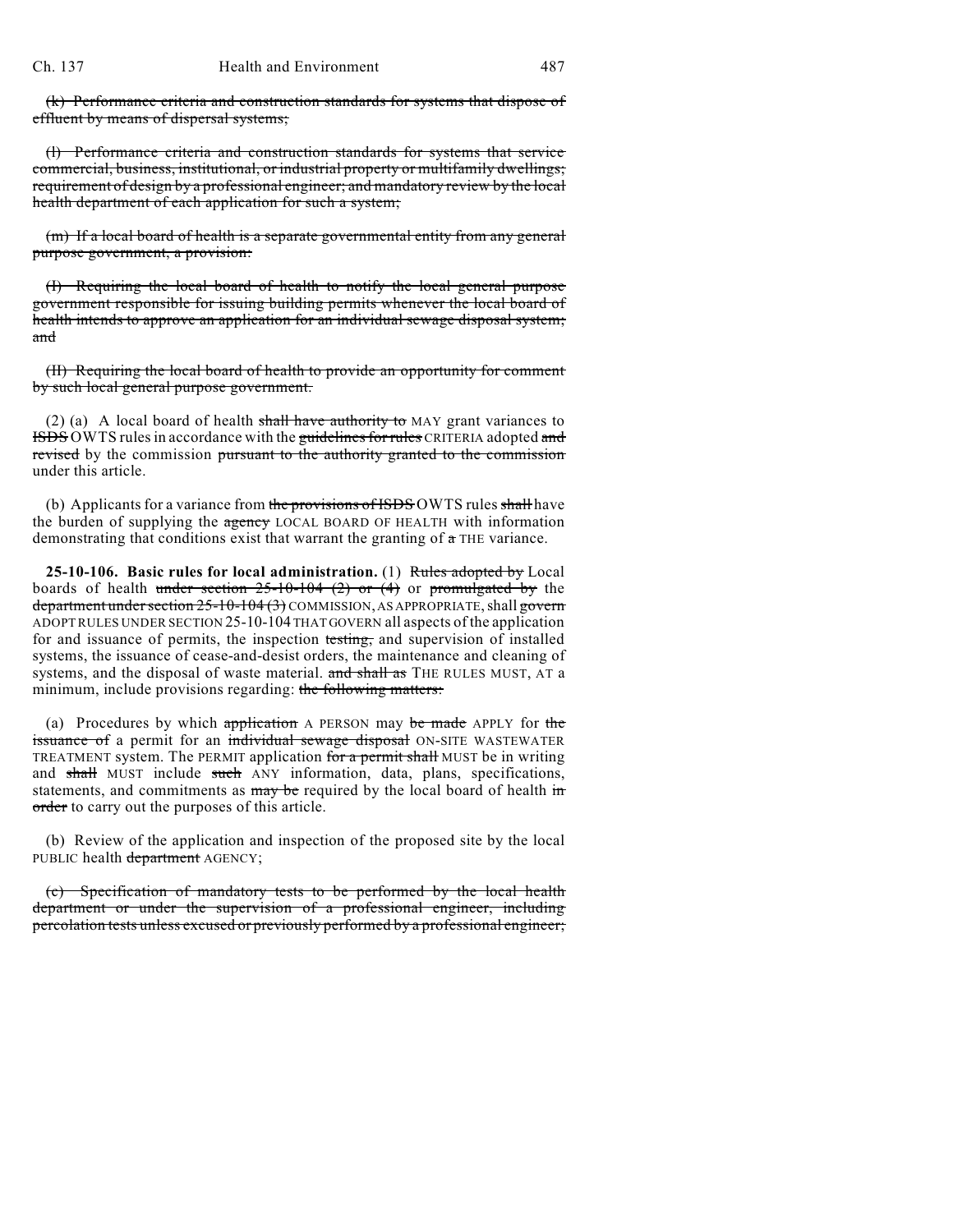(k) ~~Performance criteria and construction standards for systems that dispose of effluent by means of dispersal systems;~~

(l) ~~Performance criteria and construction standards for systems that service commercial, business, institutional, or industrial property or multifamily dwellings; requirement of design by a professional engineer; and mandatory review by the local health department of each application for such a system;~~

(m) ~~If a local board of health is a separate governmental entity from any general purpose government, a provision:~~

(I) ~~Requiring the local board of health to notify the local general purpose government responsible for issuing building permits whenever the local board of health intends to approve an application for an individual sewage disposal system; and~~

(II) ~~Requiring the local board of health to provide an opportunity for comment by such local general purpose government.~~

(2) (a) A local board of health ~~shall have authority to~~ MAY grant variances to ~~ISDS~~ OWTS rules in accordance with the ~~guidelines for rules~~ CRITERIA adopted ~~and revised~~ by the commission ~~pursuant to the authority granted to the commission~~ under this article.

(b) Applicants for a variance from ~~the provisions of ISDS~~ OWTS rules ~~shall~~ have the burden of supplying the ~~agency~~ LOCAL BOARD OF HEALTH with information demonstrating that conditions exist that warrant the granting of ~~a~~ THE variance.

**25-10-106. Basic rules for local administration.** (1) ~~Rules adopted by~~ Local boards of health ~~under section 25-10-104 (2) or (4)~~ or ~~promulgated by~~ the ~~department under section 25-10-104 (3)~~ COMMISSION, AS APPROPRIATE, shall ~~govern~~ ADOPT RULES UNDER SECTION 25-10-104 THAT GOVERN all aspects of the application for and issuance of permits, the inspection ~~testing,~~ and supervision of installed systems, the issuance of cease-and-desist orders, the maintenance and cleaning of systems, and the disposal of waste material. ~~and shall as~~ THE RULES MUST, AT a minimum, include provisions regarding: ~~the following matters:~~

(a) Procedures by which ~~application~~ A PERSON may ~~be made~~ APPLY for ~~the issuance of~~ a permit for an ~~individual sewage disposal~~ ON-SITE WASTEWATER TREATMENT system. The PERMIT application ~~for a permit shall~~ MUST be in writing and ~~shall~~ MUST include ~~such~~ ANY information, data, plans, specifications, statements, and commitments as ~~may be~~ required by the local board of health ~~in order~~ to carry out the purposes of this article.

(b) Review of the application and inspection of the proposed site by the local PUBLIC health ~~department~~ AGENCY;

(c) ~~Specification of mandatory tests to be performed by the local health department or under the supervision of a professional engineer, including percolation tests unless excused or previously performed by a professional engineer;~~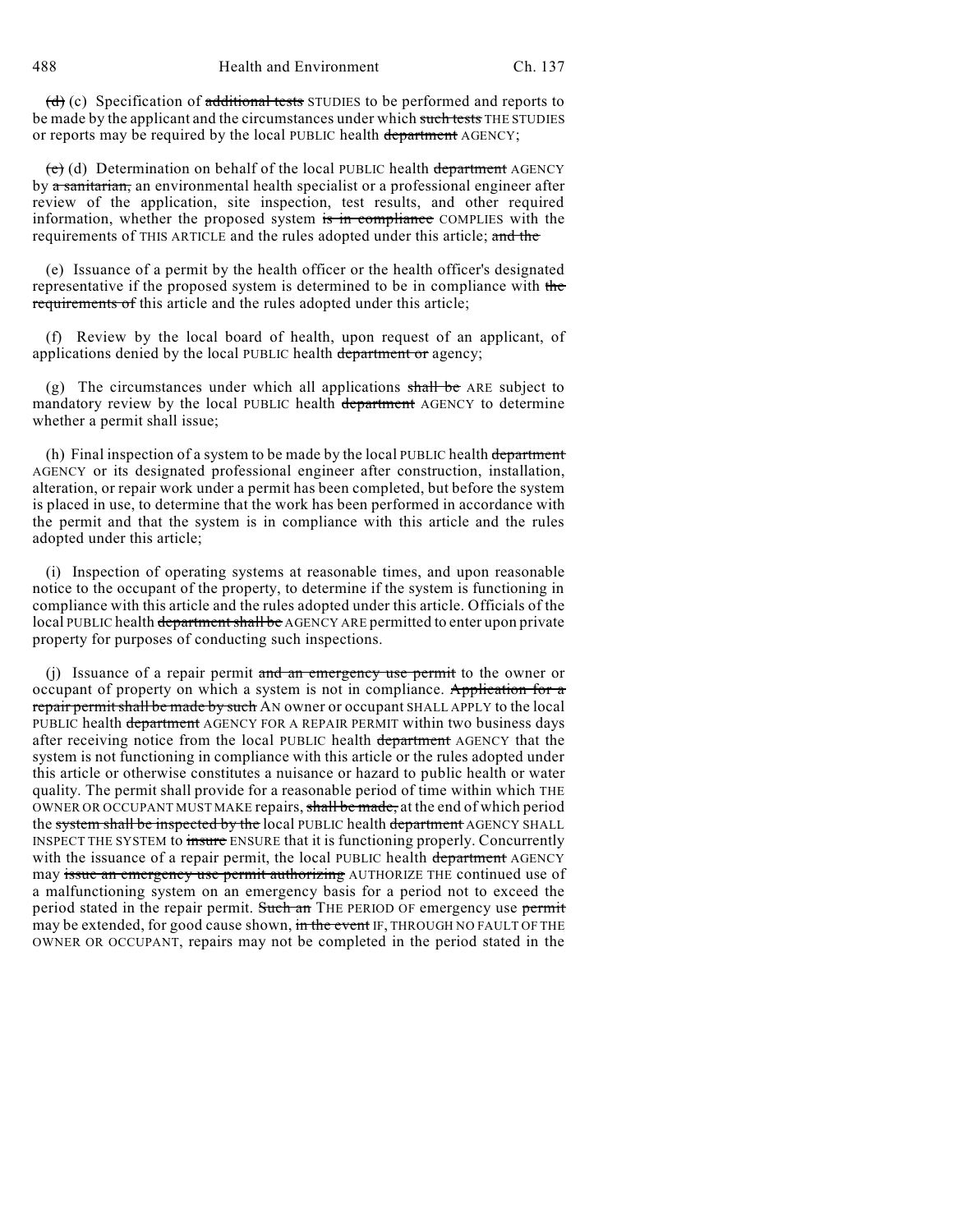~~(d)~~ (c) Specification of ~~additional tests~~ STUDIES to be performed and reports to be made by the applicant and the circumstances under which ~~such tests~~ THE STUDIES or reports may be required by the local PUBLIC health ~~department~~ AGENCY;

~~(e)~~ (d) Determination on behalf of the local PUBLIC health ~~department~~ AGENCY by ~~a sanitarian,~~ an environmental health specialist or a professional engineer after review of the application, site inspection, test results, and other required information, whether the proposed system ~~is in compliance~~ COMPLIES with the requirements of THIS ARTICLE and the rules adopted under this article; ~~and the~~

(e) Issuance of a permit by the health officer or the health officer's designated representative if the proposed system is determined to be in compliance with ~~the requirements of~~ this article and the rules adopted under this article;

(f) Review by the local board of health, upon request of an applicant, of applications denied by the local PUBLIC health ~~department or~~ agency;

(g) The circumstances under which all applications ~~shall be~~ ARE subject to mandatory review by the local PUBLIC health ~~department~~ AGENCY to determine whether a permit shall issue;

(h) Final inspection of a system to be made by the local PUBLIC health ~~department~~ AGENCY or its designated professional engineer after construction, installation, alteration, or repair work under a permit has been completed, but before the system is placed in use, to determine that the work has been performed in accordance with the permit and that the system is in compliance with this article and the rules adopted under this article;

(i) Inspection of operating systems at reasonable times, and upon reasonable notice to the occupant of the property, to determine if the system is functioning in compliance with this article and the rules adopted under this article. Officials of the local PUBLIC health ~~department shall be~~ AGENCY ARE permitted to enter upon private property for purposes of conducting such inspections.

(j) Issuance of a repair permit ~~and an emergency use permit~~ to the owner or occupant of property on which a system is not in compliance. ~~Application for a repair permit shall be made by such~~ AN owner or occupant SHALL APPLY to the local PUBLIC health ~~department~~ AGENCY FOR A REPAIR PERMIT within two business days after receiving notice from the local PUBLIC health ~~department~~ AGENCY that the system is not functioning in compliance with this article or the rules adopted under this article or otherwise constitutes a nuisance or hazard to public health or water quality. The permit shall provide for a reasonable period of time within which THE OWNER OR OCCUPANT MUST MAKE repairs, ~~shall be made,~~ at the end of which period the ~~system shall be inspected by the~~ local PUBLIC health ~~department~~ AGENCY SHALL INSPECT THE SYSTEM to ~~insure~~ ENSURE that it is functioning properly. Concurrently with the issuance of a repair permit, the local PUBLIC health ~~department~~ AGENCY may ~~issue an emergency use permit authorizing~~ AUTHORIZE THE continued use of a malfunctioning system on an emergency basis for a period not to exceed the period stated in the repair permit. ~~Such an~~ THE PERIOD OF emergency use ~~permit~~ may be extended, for good cause shown, ~~in the event~~ IF, THROUGH NO FAULT OF THE OWNER OR OCCUPANT, repairs may not be completed in the period stated in the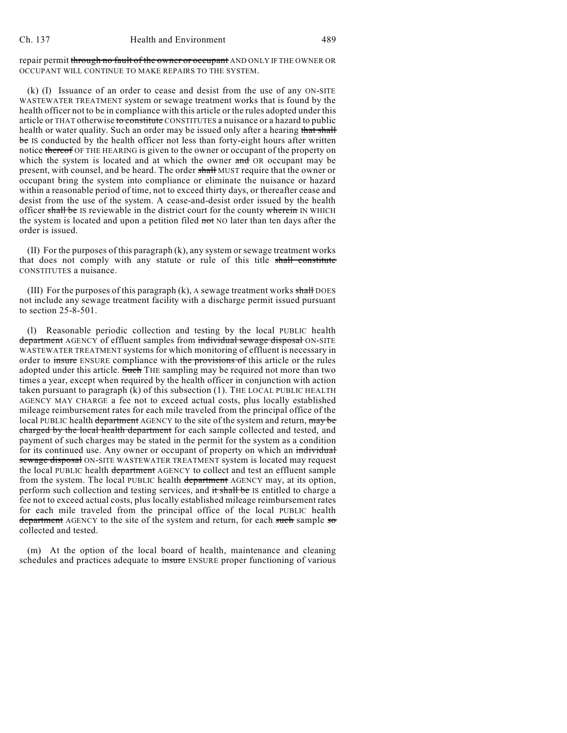repair permit ~~through no fault of the owner or occupant~~ AND ONLY IF THE OWNER OR OCCUPANT WILL CONTINUE TO MAKE REPAIRS TO THE SYSTEM.

(k) (I) Issuance of an order to cease and desist from the use of any ON-SITE WASTEWATER TREATMENT system or sewage treatment works that is found by the health officer not to be in compliance with this article or the rules adopted under this article or THAT otherwise ~~to constitute~~ CONSTITUTES a nuisance or a hazard to public health or water quality. Such an order may be issued only after a hearing ~~that shall be~~ IS conducted by the health officer not less than forty-eight hours after written notice ~~thereof~~ OF THE HEARING is given to the owner or occupant of the property on which the system is located and at which the owner ~~and~~ OR occupant may be present, with counsel, and be heard. The order ~~shall~~ MUST require that the owner or occupant bring the system into compliance or eliminate the nuisance or hazard within a reasonable period of time, not to exceed thirty days, or thereafter cease and desist from the use of the system. A cease-and-desist order issued by the health officer ~~shall be~~ IS reviewable in the district court for the county ~~wherein~~ IN WHICH the system is located and upon a petition filed ~~not~~ NO later than ten days after the order is issued.

(II) For the purposes of this paragraph (k), any system or sewage treatment works that does not comply with any statute or rule of this title ~~shall constitute~~ CONSTITUTES a nuisance.

(III) For the purposes of this paragraph (k), A sewage treatment works ~~shall~~ DOES not include any sewage treatment facility with a discharge permit issued pursuant to section 25-8-501.

(l) Reasonable periodic collection and testing by the local PUBLIC health ~~department~~ AGENCY of effluent samples from ~~individual sewage disposal~~ ON-SITE WASTEWATER TREATMENT systems for which monitoring of effluent is necessary in order to ~~insure~~ ENSURE compliance with ~~the provisions of~~ this article or the rules adopted under this article. ~~Such~~ THE sampling may be required not more than two times a year, except when required by the health officer in conjunction with action taken pursuant to paragraph (k) of this subsection (1). THE LOCAL PUBLIC HEALTH AGENCY MAY CHARGE a fee not to exceed actual costs, plus locally established mileage reimbursement rates for each mile traveled from the principal office of the local PUBLIC health ~~department~~ AGENCY to the site of the system and return, ~~may be charged by the local health department~~ for each sample collected and tested, and payment of such charges may be stated in the permit for the system as a condition for its continued use. Any owner or occupant of property on which an ~~individual sewage disposal~~ ON-SITE WASTEWATER TREATMENT system is located may request the local PUBLIC health ~~department~~ AGENCY to collect and test an effluent sample from the system. The local PUBLIC health ~~department~~ AGENCY may, at its option, perform such collection and testing services, and ~~it shall be~~ IS entitled to charge a fee not to exceed actual costs, plus locally established mileage reimbursement rates for each mile traveled from the principal office of the local PUBLIC health ~~department~~ AGENCY to the site of the system and return, for each ~~such~~ sample ~~so~~ collected and tested.

(m) At the option of the local board of health, maintenance and cleaning schedules and practices adequate to ~~insure~~ ENSURE proper functioning of various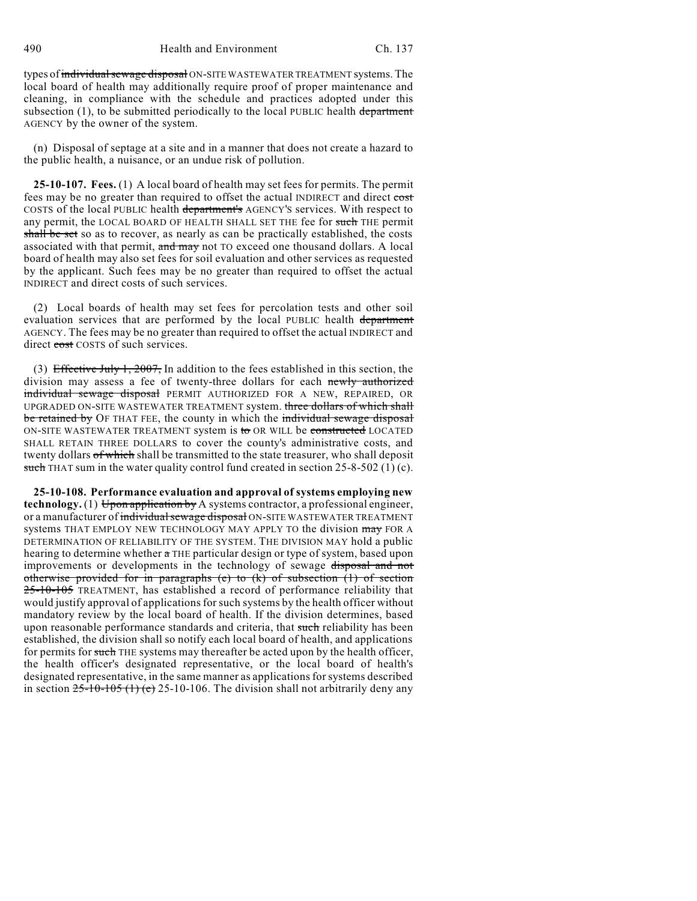types of ~~individual sewage disposal~~ ON-SITE WASTEWATER TREATMENT systems. The local board of health may additionally require proof of proper maintenance and cleaning, in compliance with the schedule and practices adopted under this subsection (1), to be submitted periodically to the local PUBLIC health ~~department~~ AGENCY by the owner of the system.

(n) Disposal of septage at a site and in a manner that does not create a hazard to the public health, a nuisance, or an undue risk of pollution.

**25-10-107. Fees.** (1) A local board of health may set fees for permits. The permit fees may be no greater than required to offset the actual INDIRECT and direct ~~cost~~ COSTS of the local PUBLIC health ~~department's~~ AGENCY'S services. With respect to any permit, the LOCAL BOARD OF HEALTH SHALL SET THE fee for ~~such~~ THE permit ~~shall be set~~ so as to recover, as nearly as can be practically established, the costs associated with that permit, ~~and may~~ not TO exceed one thousand dollars. A local board of health may also set fees for soil evaluation and other services as requested by the applicant. Such fees may be no greater than required to offset the actual INDIRECT and direct costs of such services.

(2) Local boards of health may set fees for percolation tests and other soil evaluation services that are performed by the local PUBLIC health ~~department~~ AGENCY. The fees may be no greater than required to offset the actual INDIRECT and direct ~~cost~~ COSTS of such services.

(3) ~~Effective July 1, 2007,~~ In addition to the fees established in this section, the division may assess a fee of twenty-three dollars for each ~~newly authorized individual sewage disposal~~ PERMIT AUTHORIZED FOR A NEW, REPAIRED, OR UPGRADED ON-SITE WASTEWATER TREATMENT system. ~~three dollars of which shall be retained by~~ OF THAT FEE, the county in which the ~~individual sewage disposal~~ ON-SITE WASTEWATER TREATMENT system is ~~to~~ OR WILL be ~~constructed~~ LOCATED SHALL RETAIN THREE DOLLARS to cover the county's administrative costs, and twenty dollars ~~of which~~ shall be transmitted to the state treasurer, who shall deposit ~~such~~ THAT sum in the water quality control fund created in section 25-8-502 (1) (c).

**25-10-108. Performance evaluation and approval of systems employing new technology.** (1) ~~Upon application by~~ A systems contractor, a professional engineer, or a manufacturer of ~~individual sewage disposal~~ ON-SITE WASTEWATER TREATMENT systems THAT EMPLOY NEW TECHNOLOGY MAY APPLY TO the division ~~may~~ FOR A DETERMINATION OF RELIABILITY OF THE SYSTEM. THE DIVISION MAY hold a public hearing to determine whether ~~a~~ THE particular design or type of system, based upon improvements or developments in the technology of sewage ~~disposal and not otherwise provided for in paragraphs (e) to (k) of subsection (1) of section 25-10-105~~ TREATMENT, has established a record of performance reliability that would justify approval of applications for such systems by the health officer without mandatory review by the local board of health. If the division determines, based upon reasonable performance standards and criteria, that ~~such~~ reliability has been established, the division shall so notify each local board of health, and applications for permits for ~~such~~ THE systems may thereafter be acted upon by the health officer, the health officer's designated representative, or the local board of health's designated representative, in the same manner as applications for systems described in section ~~25-10-105 (1) (e)~~ 25-10-106. The division shall not arbitrarily deny any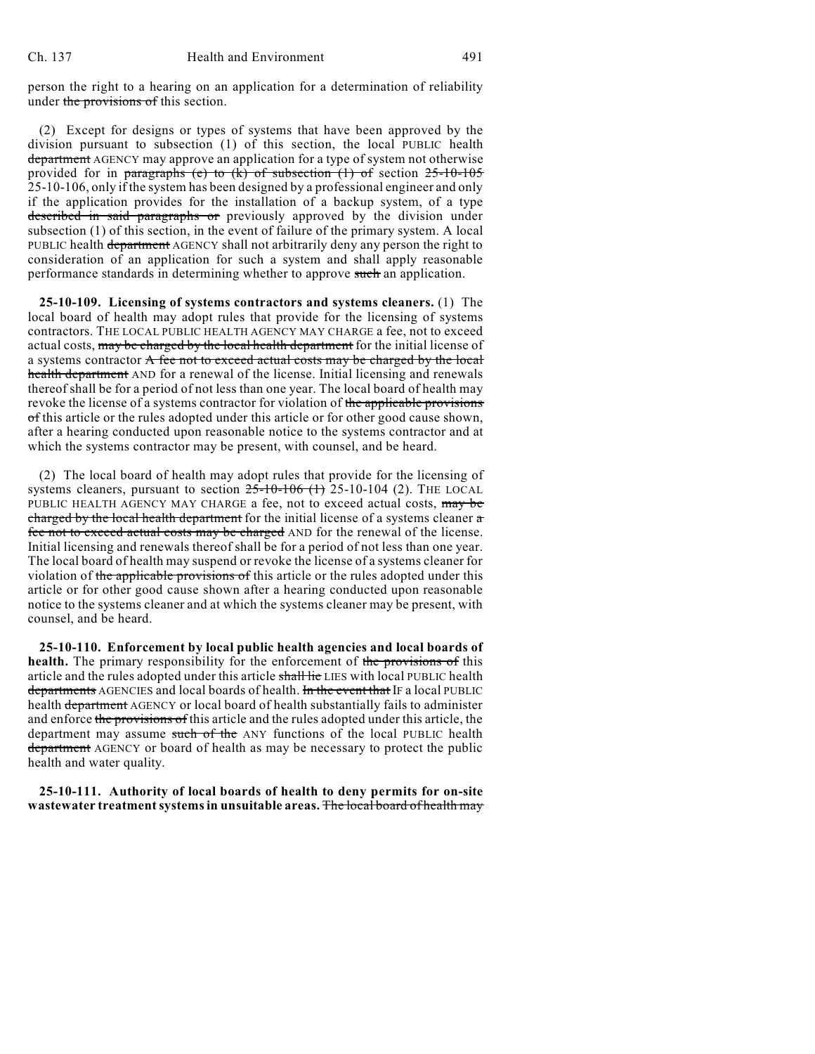person the right to a hearing on an application for a determination of reliability under ~~the provisions of~~ this section.

(2) Except for designs or types of systems that have been approved by the division pursuant to subsection (1) of this section, the local PUBLIC health ~~department~~ AGENCY may approve an application for a type of system not otherwise provided for in ~~paragraphs (c) to (k) of subsection (1) of~~ section ~~25-10-105~~ 25-10-106, only if the system has been designed by a professional engineer and only if the application provides for the installation of a backup system, of a type ~~described in said paragraphs or~~ previously approved by the division under subsection (1) of this section, in the event of failure of the primary system. A local PUBLIC health ~~department~~ AGENCY shall not arbitrarily deny any person the right to consideration of an application for such a system and shall apply reasonable performance standards in determining whether to approve ~~such~~ an application.

**25-10-109. Licensing of systems contractors and systems cleaners.** (1) The local board of health may adopt rules that provide for the licensing of systems contractors. THE LOCAL PUBLIC HEALTH AGENCY MAY CHARGE a fee, not to exceed actual costs, ~~may be charged by the local health department~~ for the initial license of a systems contractor ~~A fee not to exceed actual costs may be charged by the local health department~~ AND for a renewal of the license. Initial licensing and renewals thereof shall be for a period of not less than one year. The local board of health may revoke the license of a systems contractor for violation of ~~the applicable provisions of~~ this article or the rules adopted under this article or for other good cause shown, after a hearing conducted upon reasonable notice to the systems contractor and at which the systems contractor may be present, with counsel, and be heard.

(2) The local board of health may adopt rules that provide for the licensing of systems cleaners, pursuant to section ~~25-10-106 (1)~~ 25-10-104 (2). THE LOCAL PUBLIC HEALTH AGENCY MAY CHARGE a fee, not to exceed actual costs, ~~may be charged by the local health department~~ for the initial license of a systems cleaner ~~a fee not to exceed actual costs may be charged~~ AND for the renewal of the license. Initial licensing and renewals thereof shall be for a period of not less than one year. The local board of health may suspend or revoke the license of a systems cleaner for violation of ~~the applicable provisions of~~ this article or the rules adopted under this article or for other good cause shown after a hearing conducted upon reasonable notice to the systems cleaner and at which the systems cleaner may be present, with counsel, and be heard.

**25-10-110. Enforcement by local public health agencies and local boards of health.** The primary responsibility for the enforcement of ~~the provisions of~~ this article and the rules adopted under this article ~~shall lie~~ LIES with local PUBLIC health ~~departments~~ AGENCIES and local boards of health. ~~In the event that~~ IF a local PUBLIC health ~~department~~ AGENCY or local board of health substantially fails to administer and enforce ~~the provisions of~~ this article and the rules adopted under this article, the department may assume ~~such of the~~ ANY functions of the local PUBLIC health ~~department~~ AGENCY or board of health as may be necessary to protect the public health and water quality.

**25-10-111. Authority of local boards of health to deny permits for on-site wastewater treatment systems in unsuitable areas.** ~~The local board of health may~~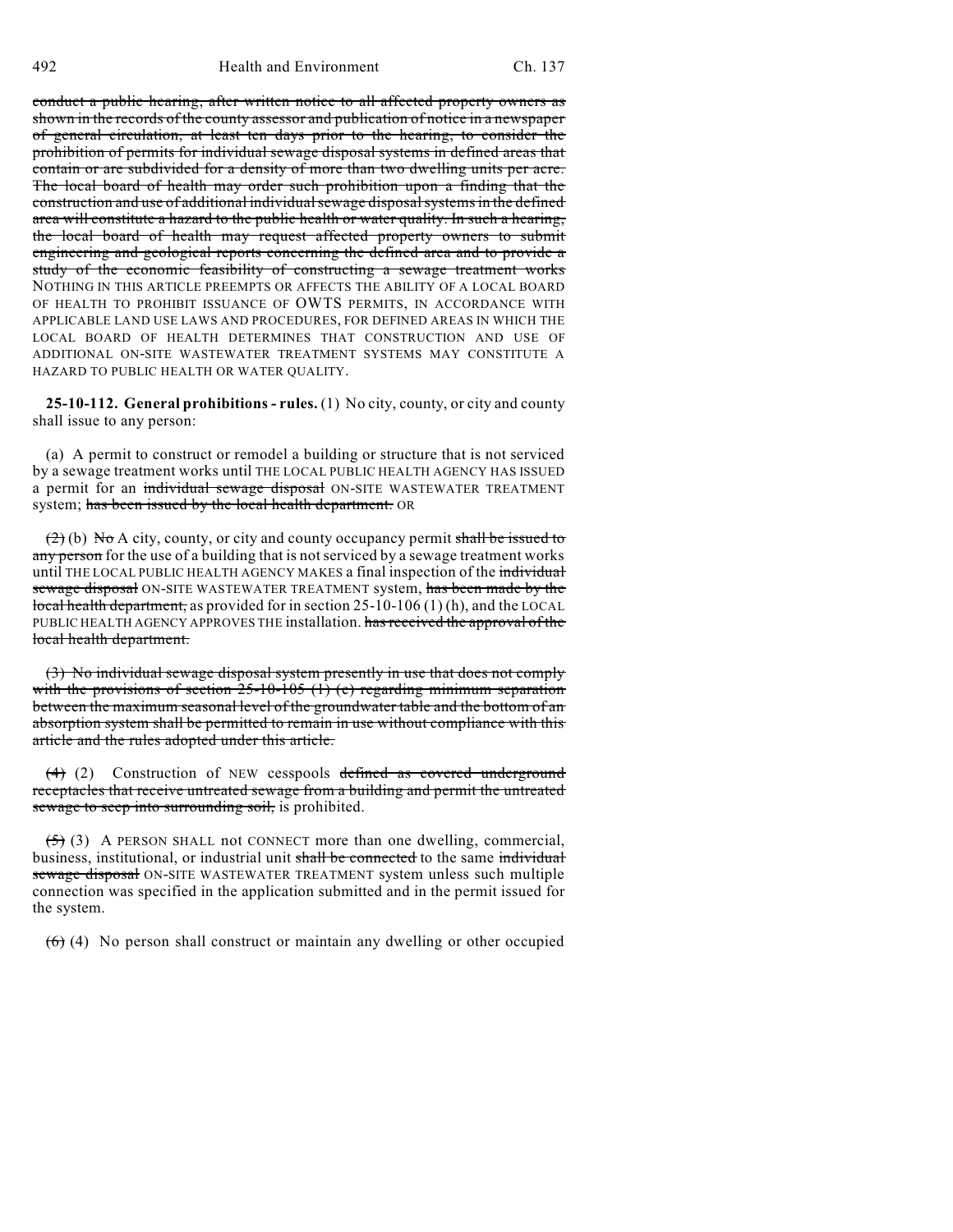~~conduct a public hearing, after written notice to all affected property owners as shown in the records of the county assessor and publication of notice in a newspaper of general circulation, at least ten days prior to the hearing, to consider the prohibition of permits for individual sewage disposal systems in defined areas that contain or are subdivided for a density of more than two dwelling units per acre. The local board of health may order such prohibition upon a finding that the construction and use of additional individual sewage disposal systems in the defined area will constitute a hazard to the public health or water quality. In such a hearing, the local board of health may request affected property owners to submit engineering and geological reports concerning the defined area and to provide a study of the economic feasibility of constructing a sewage treatment works~~ NOTHING IN THIS ARTICLE PREEMPTS OR AFFECTS THE ABILITY OF A LOCAL BOARD OF HEALTH TO PROHIBIT ISSUANCE OF OWTS PERMITS, IN ACCORDANCE WITH APPLICABLE LAND USE LAWS AND PROCEDURES, FOR DEFINED AREAS IN WHICH THE LOCAL BOARD OF HEALTH DETERMINES THAT CONSTRUCTION AND USE OF ADDITIONAL ON-SITE WASTEWATER TREATMENT SYSTEMS MAY CONSTITUTE A HAZARD TO PUBLIC HEALTH OR WATER QUALITY.

**25-10-112. General prohibitions - rules.** (1) No city, county, or city and county shall issue to any person:

(a) A permit to construct or remodel a building or structure that is not serviced by a sewage treatment works until THE LOCAL PUBLIC HEALTH AGENCY HAS ISSUED a permit for an ~~individual sewage disposal~~ ON-SITE WASTEWATER TREATMENT system; ~~has been issued by the local health department.~~ OR

~~(2)~~ (b) ~~No~~ A city, county, or city and county occupancy permit ~~shall be issued to any person~~ for the use of a building that is not serviced by a sewage treatment works until THE LOCAL PUBLIC HEALTH AGENCY MAKES a final inspection of the ~~individual sewage disposal~~ ON-SITE WASTEWATER TREATMENT system, ~~has been made by the local health department,~~ as provided for in section 25-10-106 (1) (h), and the LOCAL PUBLIC HEALTH AGENCY APPROVES THE installation. ~~has received the approval of the local health department.~~

~~(3) No individual sewage disposal system presently in use that does not comply with the provisions of section 25-10-105 (1) (c) regarding minimum separation between the maximum seasonal level of the groundwater table and the bottom of an absorption system shall be permitted to remain in use without compliance with this article and the rules adopted under this article.~~

~~(4)~~ (2) Construction of NEW cesspools ~~defined as covered underground receptacles that receive untreated sewage from a building and permit the untreated sewage to seep into surrounding soil,~~ is prohibited.

~~(5)~~ (3) A PERSON SHALL not CONNECT more than one dwelling, commercial, business, institutional, or industrial unit ~~shall be connected~~ to the same ~~individual sewage disposal~~ ON-SITE WASTEWATER TREATMENT system unless such multiple connection was specified in the application submitted and in the permit issued for the system.

~~(6)~~ (4) No person shall construct or maintain any dwelling or other occupied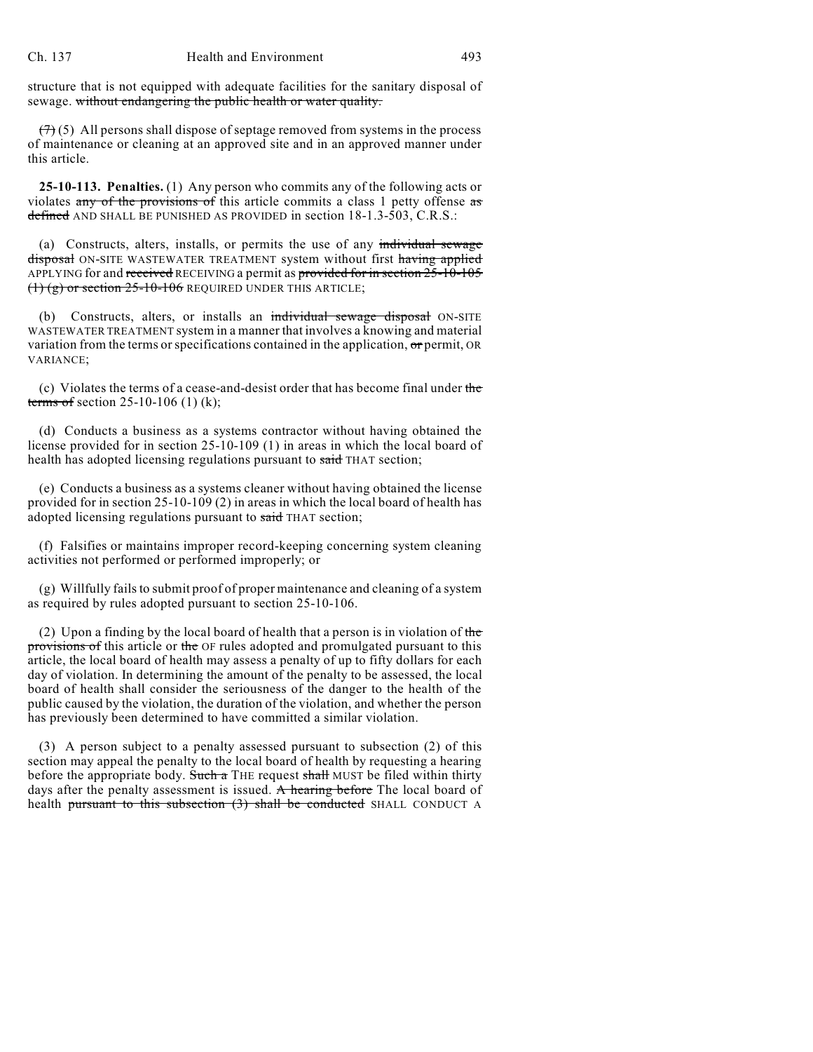structure that is not equipped with adequate facilities for the sanitary disposal of sewage. ~~without endangering the public health or water quality.~~

~~(7)~~ (5) All persons shall dispose of septage removed from systems in the process of maintenance or cleaning at an approved site and in an approved manner under this article.

**25-10-113. Penalties.** (1) Any person who commits any of the following acts or violates ~~any of the provisions of~~ this article commits a class 1 petty offense ~~as defined~~ AND SHALL BE PUNISHED AS PROVIDED in section 18-1.3-503, C.R.S.:

(a) Constructs, alters, installs, or permits the use of any ~~individual sewage disposal~~ ON-SITE WASTEWATER TREATMENT system without first ~~having applied~~ APPLYING for and ~~received~~ RECEIVING a permit as ~~provided for in section 25-10-105 (1) (g) or section 25-10-106~~ REQUIRED UNDER THIS ARTICLE;

(b) Constructs, alters, or installs an ~~individual sewage disposal~~ ON-SITE WASTEWATER TREATMENT system in a manner that involves a knowing and material variation from the terms or specifications contained in the application, ~~or~~ permit, OR VARIANCE;

(c) Violates the terms of a cease-and-desist order that has become final under ~~the terms of~~ section 25-10-106 (1) (k);

(d) Conducts a business as a systems contractor without having obtained the license provided for in section 25-10-109 (1) in areas in which the local board of health has adopted licensing regulations pursuant to ~~said~~ THAT section;

(e) Conducts a business as a systems cleaner without having obtained the license provided for in section 25-10-109 (2) in areas in which the local board of health has adopted licensing regulations pursuant to ~~said~~ THAT section;

(f) Falsifies or maintains improper record-keeping concerning system cleaning activities not performed or performed improperly; or

(g) Willfully fails to submit proof of proper maintenance and cleaning of a system as required by rules adopted pursuant to section 25-10-106.

(2) Upon a finding by the local board of health that a person is in violation of ~~the provisions of~~ this article or ~~the~~ OF rules adopted and promulgated pursuant to this article, the local board of health may assess a penalty of up to fifty dollars for each day of violation. In determining the amount of the penalty to be assessed, the local board of health shall consider the seriousness of the danger to the health of the public caused by the violation, the duration of the violation, and whether the person has previously been determined to have committed a similar violation.

(3) A person subject to a penalty assessed pursuant to subsection (2) of this section may appeal the penalty to the local board of health by requesting a hearing before the appropriate body. ~~Such a~~ THE request ~~shall~~ MUST be filed within thirty days after the penalty assessment is issued. ~~A hearing before~~ The local board of health ~~pursuant to this subsection (3) shall be conducted~~ SHALL CONDUCT A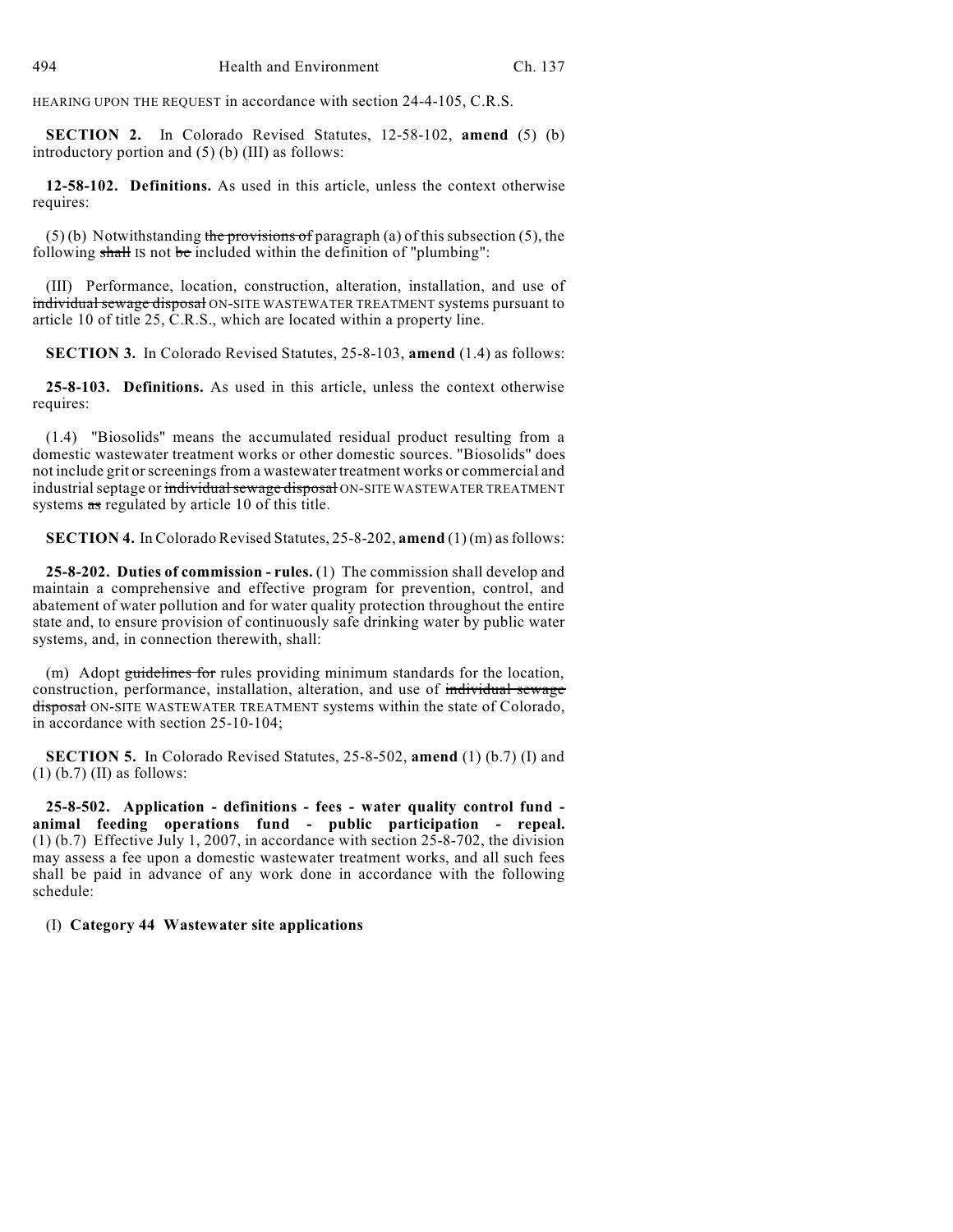HEARING UPON THE REQUEST in accordance with section 24-4-105, C.R.S.

**SECTION 2.** In Colorado Revised Statutes, 12-58-102, **amend** (5) (b) introductory portion and (5) (b) (III) as follows:

**12-58-102. Definitions.** As used in this article, unless the context otherwise requires:

(5) (b) Notwithstanding ~~the provisions of~~ paragraph (a) of this subsection (5), the following ~~shall~~ IS not ~~be~~ included within the definition of "plumbing":

(III) Performance, location, construction, alteration, installation, and use of ~~individual sewage disposal~~ ON-SITE WASTEWATER TREATMENT systems pursuant to article 10 of title 25, C.R.S., which are located within a property line.

**SECTION 3.** In Colorado Revised Statutes, 25-8-103, **amend** (1.4) as follows:

**25-8-103. Definitions.** As used in this article, unless the context otherwise requires:

(1.4) "Biosolids" means the accumulated residual product resulting from a domestic wastewater treatment works or other domestic sources. "Biosolids" does not include grit or screenings from a wastewater treatment works or commercial and industrial septage or ~~individual sewage disposal~~ ON-SITE WASTEWATER TREATMENT systems ~~as~~ regulated by article 10 of this title.

**SECTION 4.** In Colorado Revised Statutes, 25-8-202, **amend** (1) (m) as follows:

**25-8-202. Duties of commission - rules.** (1) The commission shall develop and maintain a comprehensive and effective program for prevention, control, and abatement of water pollution and for water quality protection throughout the entire state and, to ensure provision of continuously safe drinking water by public water systems, and, in connection therewith, shall:

(m) Adopt ~~guidelines for~~ rules providing minimum standards for the location, construction, performance, installation, alteration, and use of ~~individual sewage disposal~~ ON-SITE WASTEWATER TREATMENT systems within the state of Colorado, in accordance with section 25-10-104;

**SECTION 5.** In Colorado Revised Statutes, 25-8-502, **amend** (1) (b.7) (I) and (1) (b.7) (II) as follows:

**25-8-502. Application - definitions - fees - water quality control fund - animal feeding operations fund - public participation - repeal.** (1) (b.7) Effective July 1, 2007, in accordance with section 25-8-702, the division may assess a fee upon a domestic wastewater treatment works, and all such fees shall be paid in advance of any work done in accordance with the following schedule:

(I) **Category 44 Wastewater site applications**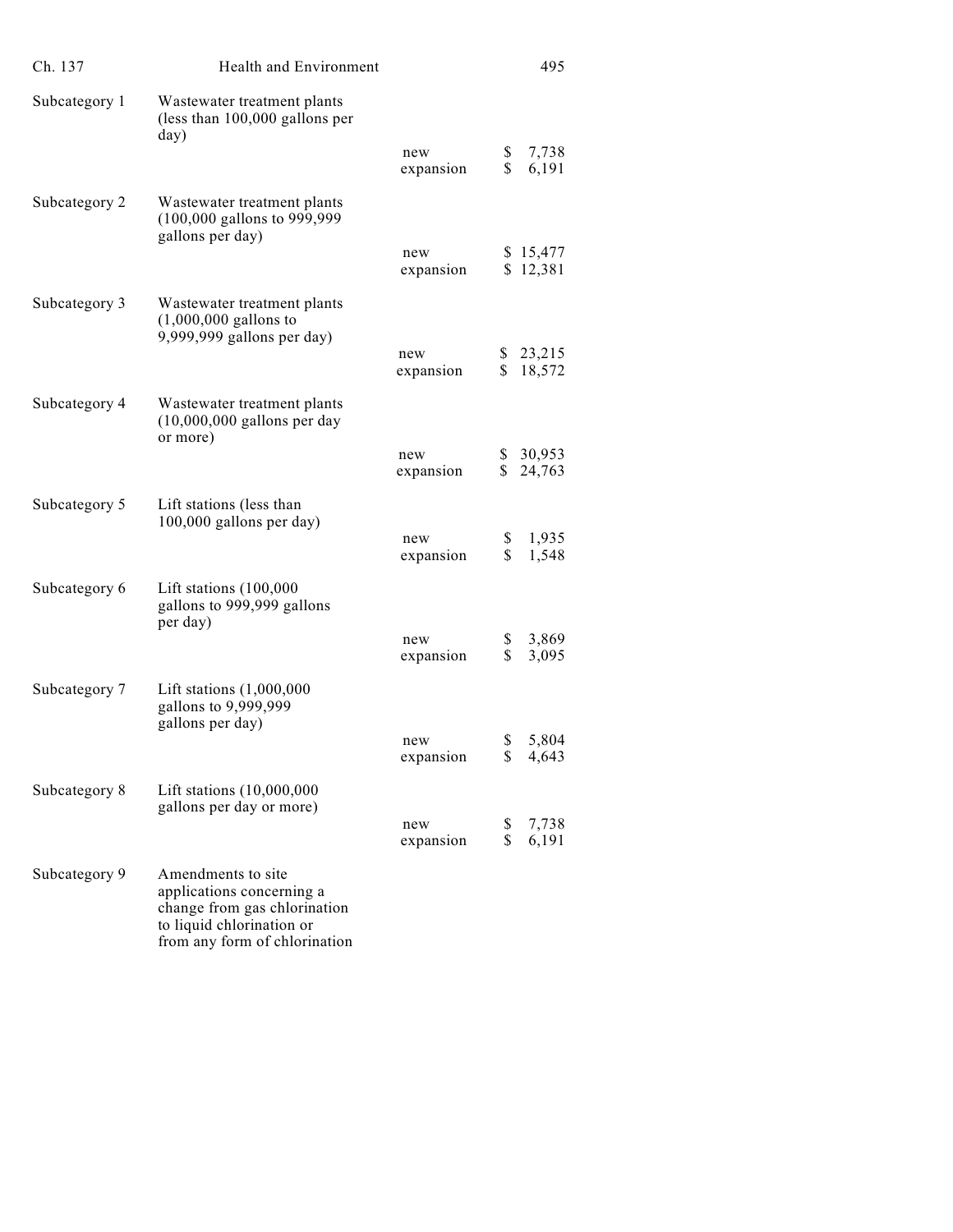| | | | |
|---|---|---|---|
| Subcategory 1 | Wastewater treatment plants (less than 100,000 gallons per day) | | |
| | | new | $ 7,738 |
| | | expansion | $ 6,191 |
| Subcategory 2 | Wastewater treatment plants (100,000 gallons to 999,999 gallons per day) | | |
| | | new | $ 15,477 |
| | | expansion | $ 12,381 |
| Subcategory 3 | Wastewater treatment plants (1,000,000 gallons to 9,999,999 gallons per day) | | |
| | | new | $ 23,215 |
| | | expansion | $ 18,572 |
| Subcategory 4 | Wastewater treatment plants (10,000,000 gallons per day or more) | | |
| | | new | $ 30,953 |
| | | expansion | $ 24,763 |
| Subcategory 5 | Lift stations (less than 100,000 gallons per day) | | |
| | | new | $ 1,935 |
| | | expansion | $ 1,548 |
| Subcategory 6 | Lift stations (100,000 gallons to 999,999 gallons per day) | | |
| | | new | $ 3,869 |
| | | expansion | $ 3,095 |
| Subcategory 7 | Lift stations (1,000,000 gallons to 9,999,999 gallons per day) | | |
| | | new | $ 5,804 |
| | | expansion | $ 4,643 |
| Subcategory 8 | Lift stations (10,000,000 gallons per day or more) | | |
| | | new | $ 7,738 |
| | | expansion | $ 6,191 |
| Subcategory 9 | Amendments to site applications concerning a change from gas chlorination to liquid chlorination or from any form of chlorination | | |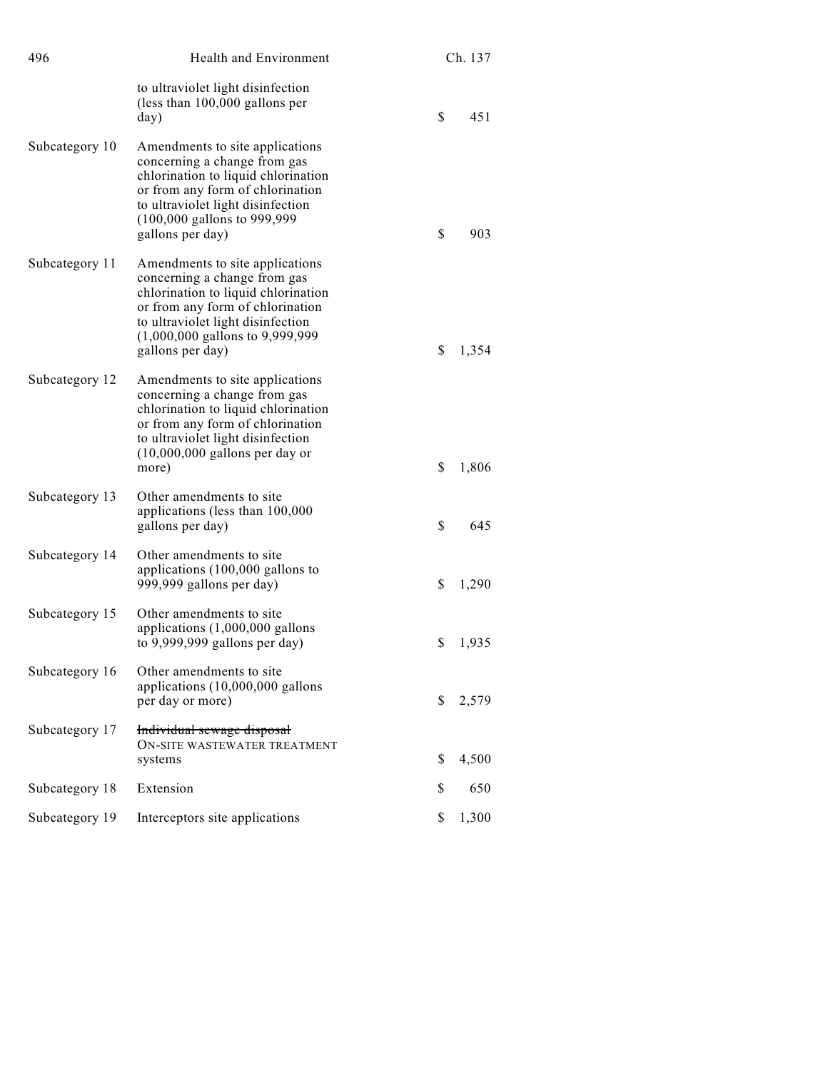| | | |
|---|---|---|
| | to ultraviolet light disinfection (less than 100,000 gallons per day) | $ 451 |
| Subcategory 10 | Amendments to site applications concerning a change from gas chlorination to liquid chlorination or from any form of chlorination to ultraviolet light disinfection (100,000 gallons to 999,999 gallons per day) | $ 903 |
| Subcategory 11 | Amendments to site applications concerning a change from gas chlorination to liquid chlorination or from any form of chlorination to ultraviolet light disinfection (1,000,000 gallons to 9,999,999 gallons per day) | $ 1,354 |
| Subcategory 12 | Amendments to site applications concerning a change from gas chlorination to liquid chlorination or from any form of chlorination to ultraviolet light disinfection (10,000,000 gallons per day or more) | $ 1,806 |
| Subcategory 13 | Other amendments to site applications (less than 100,000 gallons per day) | $ 645 |
| Subcategory 14 | Other amendments to site applications (100,000 gallons to 999,999 gallons per day) | $ 1,290 |
| Subcategory 15 | Other amendments to site applications (1,000,000 gallons to 9,999,999 gallons per day) | $ 1,935 |
| Subcategory 16 | Other amendments to site applications (10,000,000 gallons per day or more) | $ 2,579 |
| Subcategory 17 | ~~Individual sewage disposal~~ ON-SITE WASTEWATER TREATMENT systems | $ 4,500 |
| Subcategory 18 | Extension | $ 650 |
| Subcategory 19 | Interceptors site applications | $ 1,300 |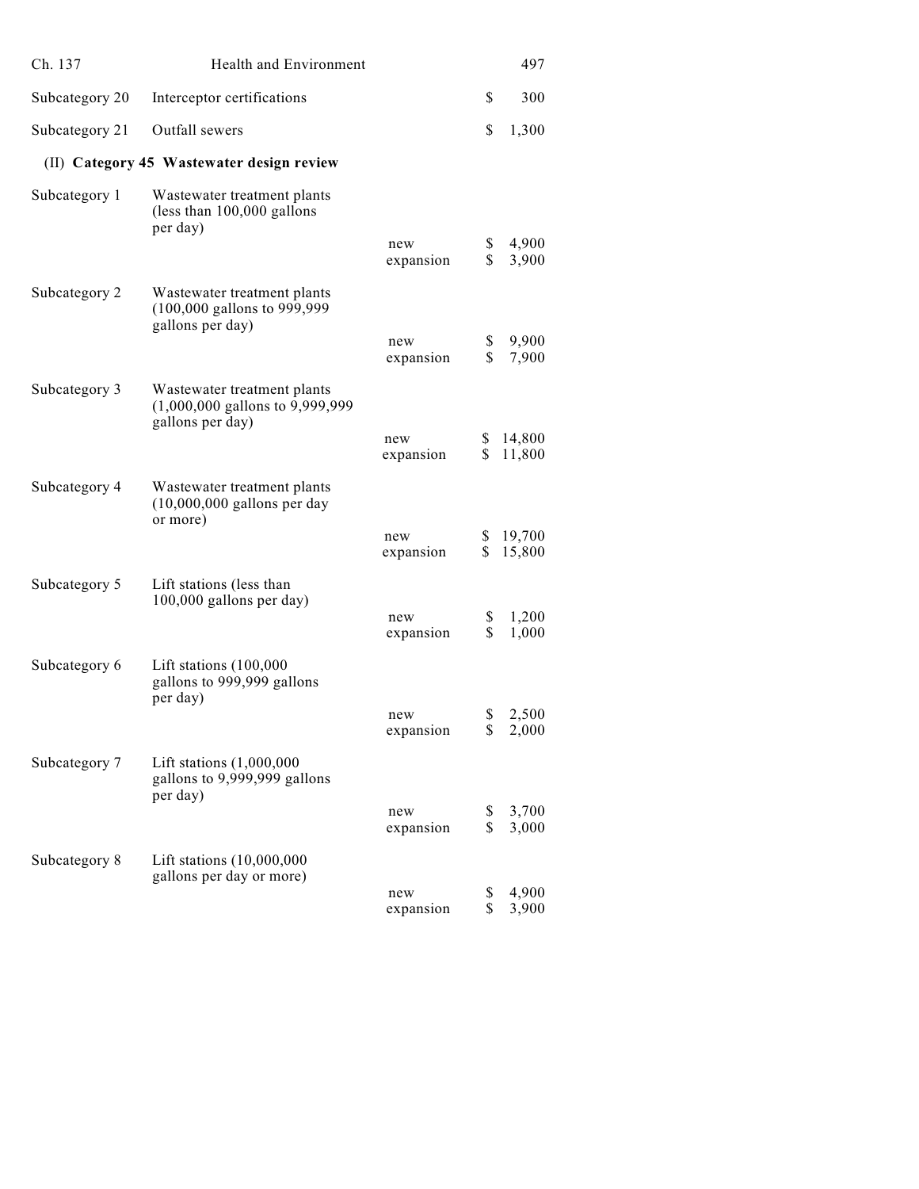| | | | |
|---|---|---|---|
| Subcategory 20 | Interceptor certifications | | $ 300 |
| Subcategory 21 | Outfall sewers | | $ 1,300 |

(II) **Category 45 Wastewater design review**

| | | | |
|---|---|---|---|
| Subcategory 1 | Wastewater treatment plants (less than 100,000 gallons per day) | new | $ 4,900 |
| | | expansion | $ 3,900 |
| Subcategory 2 | Wastewater treatment plants (100,000 gallons to 999,999 gallons per day) | new | $ 9,900 |
| | | expansion | $ 7,900 |
| Subcategory 3 | Wastewater treatment plants (1,000,000 gallons to 9,999,999 gallons per day) | new | $ 14,800 |
| | | expansion | $ 11,800 |
| Subcategory 4 | Wastewater treatment plants (10,000,000 gallons per day or more) | new | $ 19,700 |
| | | expansion | $ 15,800 |
| Subcategory 5 | Lift stations (less than 100,000 gallons per day) | new | $ 1,200 |
| | | expansion | $ 1,000 |
| Subcategory 6 | Lift stations (100,000 gallons to 999,999 gallons per day) | new | $ 2,500 |
| | | expansion | $ 2,000 |
| Subcategory 7 | Lift stations (1,000,000 gallons to 9,999,999 gallons per day) | new | $ 3,700 |
| | | expansion | $ 3,000 |
| Subcategory 8 | Lift stations (10,000,000 gallons per day or more) | new | $ 4,900 |
| | | expansion | $ 3,900 |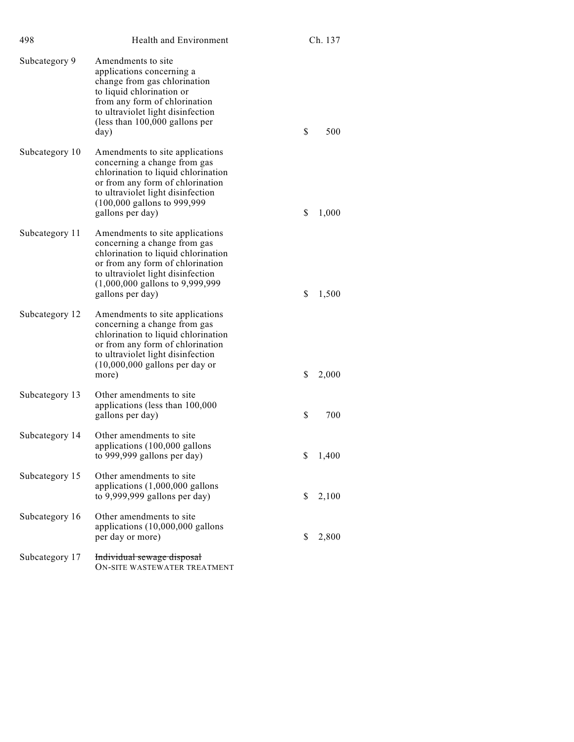| | | |
|---|---|---|
| Subcategory 9 | Amendments to site applications concerning a change from gas chlorination to liquid chlorination or from any form of chlorination to ultraviolet light disinfection (less than 100,000 gallons per day) | $ 500 |
| Subcategory 10 | Amendments to site applications concerning a change from gas chlorination to liquid chlorination or from any form of chlorination to ultraviolet light disinfection (100,000 gallons to 999,999 gallons per day) | $ 1,000 |
| Subcategory 11 | Amendments to site applications concerning a change from gas chlorination to liquid chlorination or from any form of chlorination to ultraviolet light disinfection (1,000,000 gallons to 9,999,999 gallons per day) | $ 1,500 |
| Subcategory 12 | Amendments to site applications concerning a change from gas chlorination to liquid chlorination or from any form of chlorination to ultraviolet light disinfection (10,000,000 gallons per day or more) | $ 2,000 |
| Subcategory 13 | Other amendments to site applications (less than 100,000 gallons per day) | $ 700 |
| Subcategory 14 | Other amendments to site applications (100,000 gallons to 999,999 gallons per day) | $ 1,400 |
| Subcategory 15 | Other amendments to site applications (1,000,000 gallons to 9,999,999 gallons per day) | $ 2,100 |
| Subcategory 16 | Other amendments to site applications (10,000,000 gallons per day or more) | $ 2,800 |
| Subcategory 17 | ~~Individual sewage disposal~~ ON-SITE WASTEWATER TREATMENT | |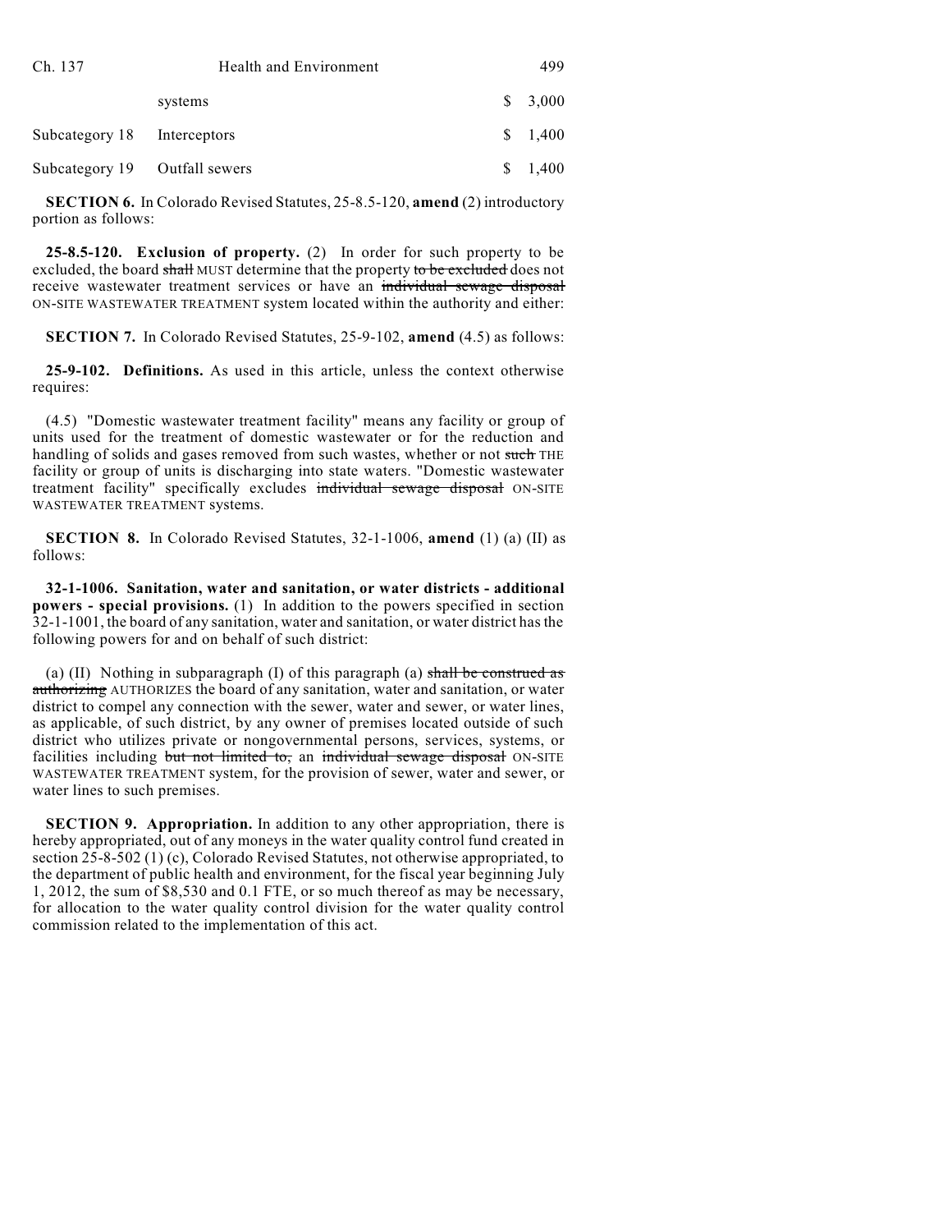| | | |
|---|---|---|
| | systems | $ 3,000 |
| Subcategory 18 | Interceptors | $ 1,400 |
| Subcategory 19 | Outfall sewers | $ 1,400 |

**SECTION 6.** In Colorado Revised Statutes, 25-8.5-120, **amend** (2) introductory portion as follows:

**25-8.5-120. Exclusion of property.** (2) In order for such property to be excluded, the board ~~shall~~ MUST determine that the property ~~to be excluded~~ does not receive wastewater treatment services or have an ~~individual sewage disposal~~ ON-SITE WASTEWATER TREATMENT system located within the authority and either:

**SECTION 7.** In Colorado Revised Statutes, 25-9-102, **amend** (4.5) as follows:

**25-9-102. Definitions.** As used in this article, unless the context otherwise requires:

(4.5) "Domestic wastewater treatment facility" means any facility or group of units used for the treatment of domestic wastewater or for the reduction and handling of solids and gases removed from such wastes, whether or not ~~such~~ THE facility or group of units is discharging into state waters. "Domestic wastewater treatment facility" specifically excludes ~~individual sewage disposal~~ ON-SITE WASTEWATER TREATMENT systems.

**SECTION 8.** In Colorado Revised Statutes, 32-1-1006, **amend** (1) (a) (II) as follows:

**32-1-1006. Sanitation, water and sanitation, or water districts - additional powers - special provisions.** (1) In addition to the powers specified in section 32-1-1001, the board of any sanitation, water and sanitation, or water district has the following powers for and on behalf of such district:

(a) (II) Nothing in subparagraph (I) of this paragraph (a) ~~shall be construed as authorizing~~ AUTHORIZES the board of any sanitation, water and sanitation, or water district to compel any connection with the sewer, water and sewer, or water lines, as applicable, of such district, by any owner of premises located outside of such district who utilizes private or nongovernmental persons, services, systems, or facilities including ~~but not limited to,~~ an ~~individual sewage disposal~~ ON-SITE WASTEWATER TREATMENT system, for the provision of sewer, water and sewer, or water lines to such premises.

**SECTION 9. Appropriation.** In addition to any other appropriation, there is hereby appropriated, out of any moneys in the water quality control fund created in section 25-8-502 (1) (c), Colorado Revised Statutes, not otherwise appropriated, to the department of public health and environment, for the fiscal year beginning July 1, 2012, the sum of $8,530 and 0.1 FTE, or so much thereof as may be necessary, for allocation to the water quality control division for the water quality control commission related to the implementation of this act.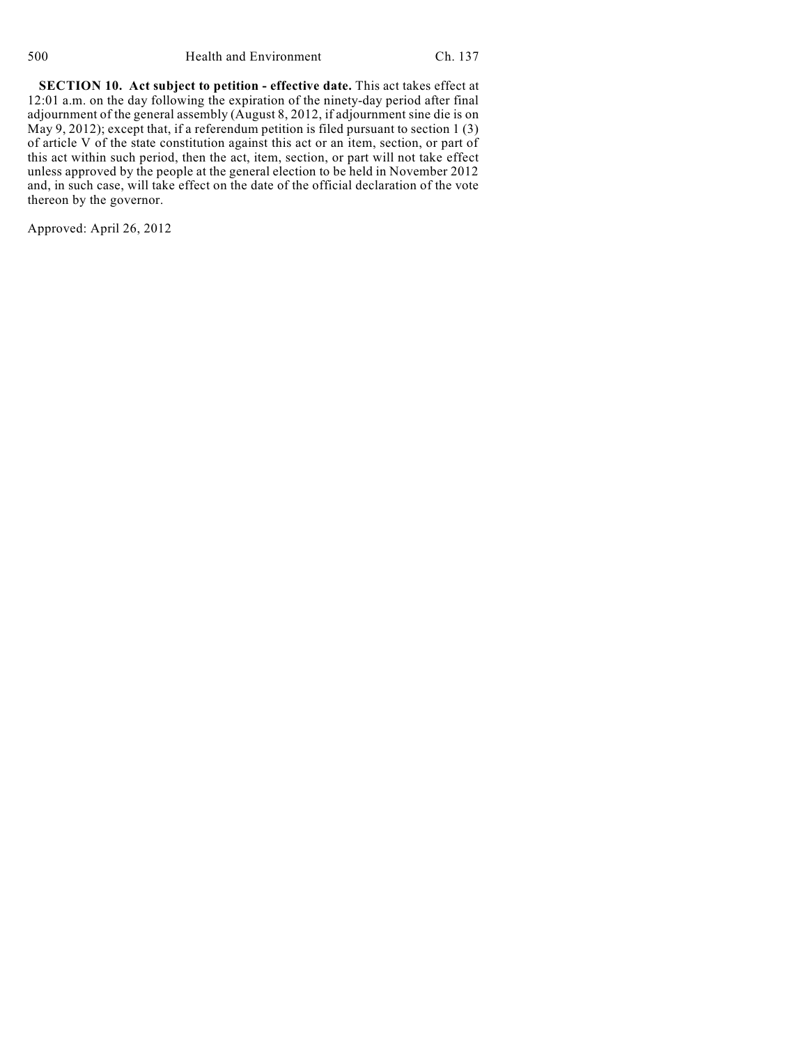**SECTION 10. Act subject to petition - effective date.** This act takes effect at 12:01 a.m. on the day following the expiration of the ninety-day period after final adjournment of the general assembly (August 8, 2012, if adjournment sine die is on May 9, 2012); except that, if a referendum petition is filed pursuant to section 1 (3) of article V of the state constitution against this act or an item, section, or part of this act within such period, then the act, item, section, or part will not take effect unless approved by the people at the general election to be held in November 2012 and, in such case, will take effect on the date of the official declaration of the vote thereon by the governor.

Approved: April 26, 2012